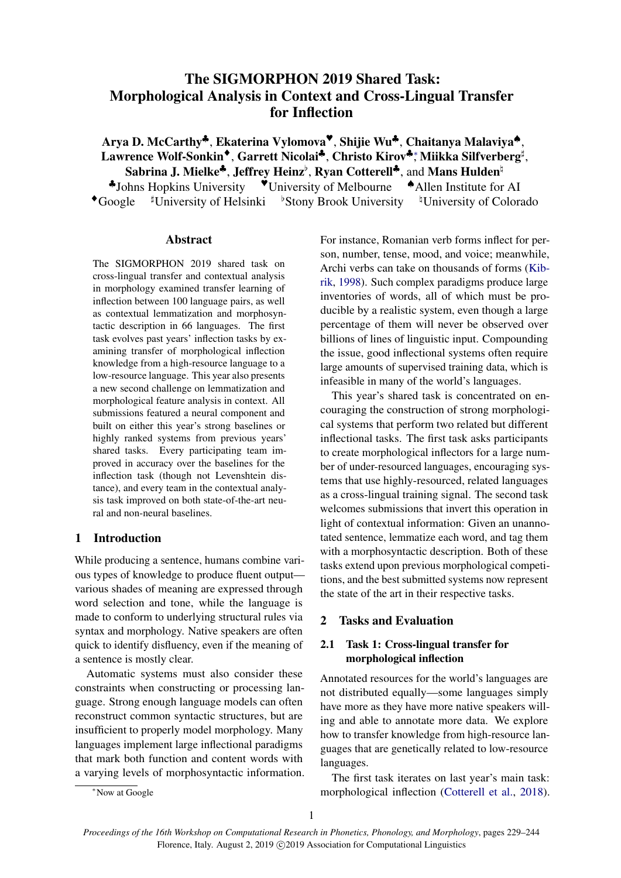# The SIGMORPHON 2019 Shared Task: Morphological Analysis in Context and Cross-Lingual Transfer for Inflection

**Arya D. McCarthy**[♣], **Ekaterina Vylomova**[♥], **Shijie Wu**[♣], **Chaitanya Malaviya**[♠], **Lawrence Wolf-Sonkin**[♦], **Garrett Nicolai**[♣], **Christo Kirov**[♣][*], **Miikka Silfverberg**[♯], **Sabrina J. Mielke**[♣], **Jeffrey Heinz**[♭], **Ryan Cotterell**[♣], and **Mans Hulden**[♮]

[♣]Johns Hopkins University [♥]University of Melbourne [♠]Allen Institute for AI
[♦]Google [♯]University of Helsinki [♭]Stony Brook University [♮]University of Colorado

## Abstract

The SIGMORPHON 2019 shared task on cross-lingual transfer and contextual analysis in morphology examined transfer learning of inflection between 100 language pairs, as well as contextual lemmatization and morphosyntactic description in 66 languages. The first task evolves past years' inflection tasks by examining transfer of morphological inflection knowledge from a high-resource language to a low-resource language. This year also presents a new second challenge on lemmatization and morphological feature analysis in context. All submissions featured a neural component and built on either this year's strong baselines or highly ranked systems from previous years' shared tasks. Every participating team improved in accuracy over the baselines for the inflection task (though not Levenshtein distance), and every team in the contextual analysis task improved on both state-of-the-art neural and non-neural baselines.

## 1 Introduction

While producing a sentence, humans combine various types of knowledge to produce fluent output—various shades of meaning are expressed through word selection and tone, while the language is made to conform to underlying structural rules via syntax and morphology. Native speakers are often quick to identify disfluency, even if the meaning of a sentence is mostly clear.

Automatic systems must also consider these constraints when constructing or processing language. Strong enough language models can often reconstruct common syntactic structures, but are insufficient to properly model morphology. Many languages implement large inflectional paradigms that mark both function and content words with a varying levels of morphosyntactic information. For instance, Romanian verb forms inflect for person, number, tense, mood, and voice; meanwhile, Archi verbs can take on thousands of forms (Kibrik, 1998). Such complex paradigms produce large inventories of words, all of which must be producible by a realistic system, even though a large percentage of them will never be observed over billions of lines of linguistic input. Compounding the issue, good inflectional systems often require large amounts of supervised training data, which is infeasible in many of the world's languages.

This year's shared task is concentrated on encouraging the construction of strong morphological systems that perform two related but different inflectional tasks. The first task asks participants to create morphological inflectors for a large number of under-resourced languages, encouraging systems that use highly-resourced, related languages as a cross-lingual training signal. The second task welcomes submissions that invert this operation in light of contextual information: Given an unannotated sentence, lemmatize each word, and tag them with a morphosyntactic description. Both of these tasks extend upon previous morphological competitions, and the best submitted systems now represent the state of the art in their respective tasks.

## 2 Tasks and Evaluation

### 2.1 Task 1: Cross-lingual transfer for morphological inflection

Annotated resources for the world's languages are not distributed equally—some languages simply have more as they have more native speakers willing and able to annotate more data. We explore how to transfer knowledge from high-resource languages that are genetically related to low-resource languages.

The first task iterates on last year's main task: morphological inflection (Cotterell et al., 2018).

[*]Now at Google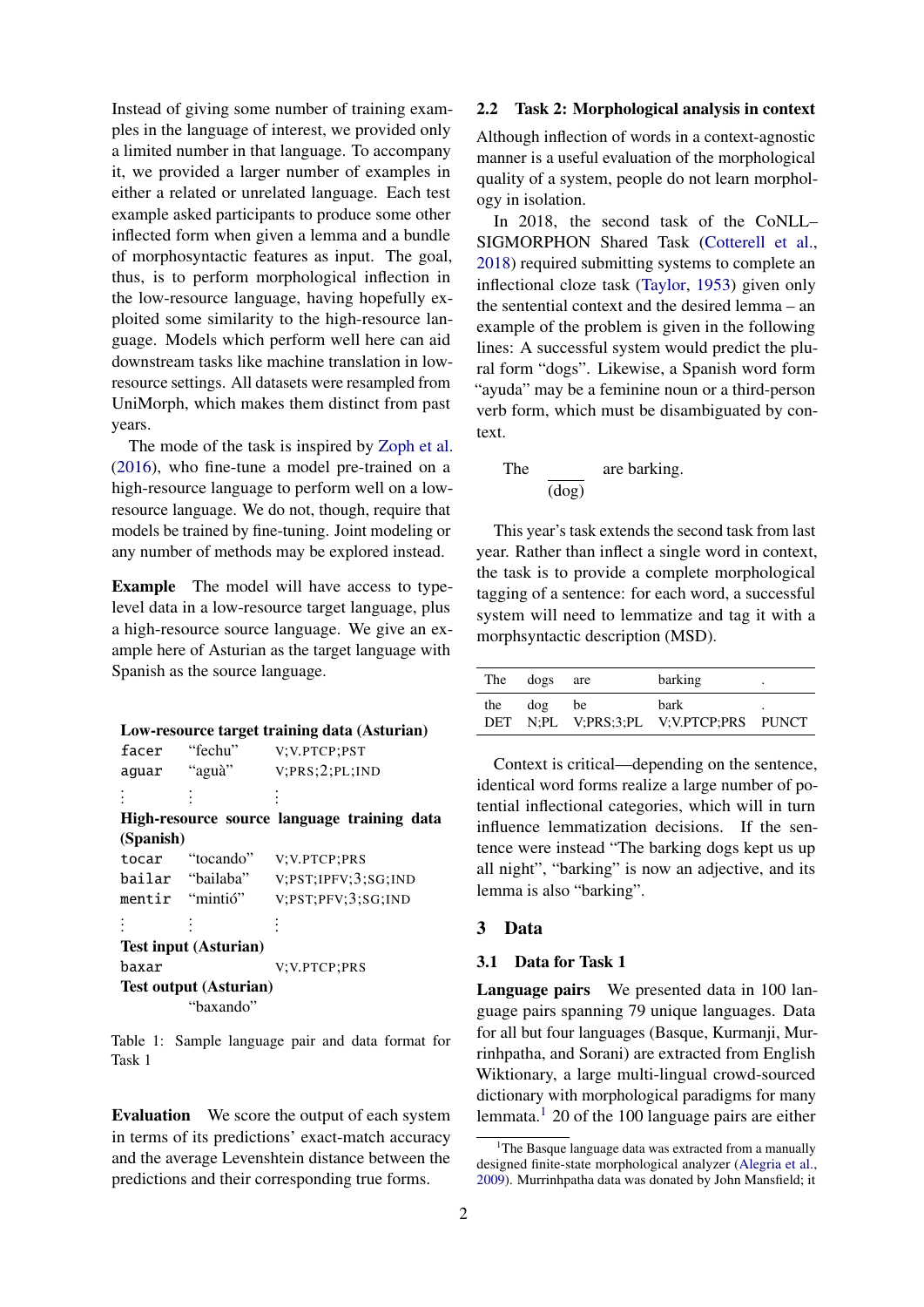Instead of giving some number of training examples in the language of interest, we provided only a limited number in that language. To accompany it, we provided a larger number of examples in either a related or unrelated language. Each test example asked participants to produce some other inflected form when given a lemma and a bundle of morphosyntactic features as input. The goal, thus, is to perform morphological inflection in the low-resource language, having hopefully exploited some similarity to the high-resource language. Models which perform well here can aid downstream tasks like machine translation in low-resource settings. All datasets were resampled from UniMorph, which makes them distinct from past years.

The mode of the task is inspired by Zoph et al. (2016), who fine-tune a model pre-trained on a high-resource language to perform well on a low-resource language. We do not, though, require that models be trained by fine-tuning. Joint modeling or any number of methods may be explored instead.

**Example** The model will have access to type-level data in a low-resource target language, plus a high-resource source language. We give an example here of Asturian as the target language with Spanish as the source language.

| **Low-resource target training data (Asturian)** | | |
|---|---|---|
| `facer` | "fechu" | V;V.PTCP;PST |
| `aguar` | "aguà" | V;PRS;2;PL;IND |
| ⋮ | ⋮ | ⋮ |
| **High-resource source language training data (Spanish)** | | |
| `tocar` | "tocando" | V;V.PTCP;PRS |
| `bailar` | "bailaba" | V;PST;IPFV;3;SG;IND |
| `mentir` | "mintió" | V;PST;PFV;3;SG;IND |
| ⋮ | ⋮ | ⋮ |
| **Test input (Asturian)** | | |
| `baxar` | | V;V.PTCP;PRS |
| **Test output (Asturian)** | | |
| | "baxando" | |

Table 1: Sample language pair and data format for Task 1

**Evaluation** We score the output of each system in terms of its predictions' exact-match accuracy and the average Levenshtein distance between the predictions and their corresponding true forms.

## 2.2 Task 2: Morphological analysis in context

Although inflection of words in a context-agnostic manner is a useful evaluation of the morphological quality of a system, people do not learn morphology in isolation.

In 2018, the second task of the CoNLL–SIGMORPHON Shared Task (Cotterell et al., 2018) required submitting systems to complete an inflectional cloze task (Taylor, 1953) given only the sentential context and the desired lemma – an example of the problem is given in the following lines: A successful system would predict the plural form "dogs". Likewise, a Spanish word form "ayuda" may be a feminine noun or a third-person verb form, which must be disambiguated by context.

The ______ (dog) are barking.

This year's task extends the second task from last year. Rather than inflect a single word in context, the task is to provide a complete morphological tagging of a sentence: for each word, a successful system will need to lemmatize and tag it with a morphsyntactic description (MSD).

| The | dogs | are | barking | . |
|---|---|---|---|---|
| the<br>DET | dog<br>N;PL | be<br>V;PRS;3;PL | bark<br>V;V.PTCP;PRS | .<br>PUNCT |

Context is critical—depending on the sentence, identical word forms realize a large number of potential inflectional categories, which will in turn influence lemmatization decisions. If the sentence were instead "The barking dogs kept us up all night", "barking" is now an adjective, and its lemma is also "barking".

# 3 Data

## 3.1 Data for Task 1

**Language pairs** We presented data in 100 language pairs spanning 79 unique languages. Data for all but four languages (Basque, Kurmanji, Murrinhpatha, and Sorani) are extracted from English Wiktionary, a large multi-lingual crowd-sourced dictionary with morphological paradigms for many lemmata.[1] 20 of the 100 language pairs are either

[1]The Basque language data was extracted from a manually designed finite-state morphological analyzer (Alegria et al., 2009). Murrinhpatha data was donated by John Mansfield; it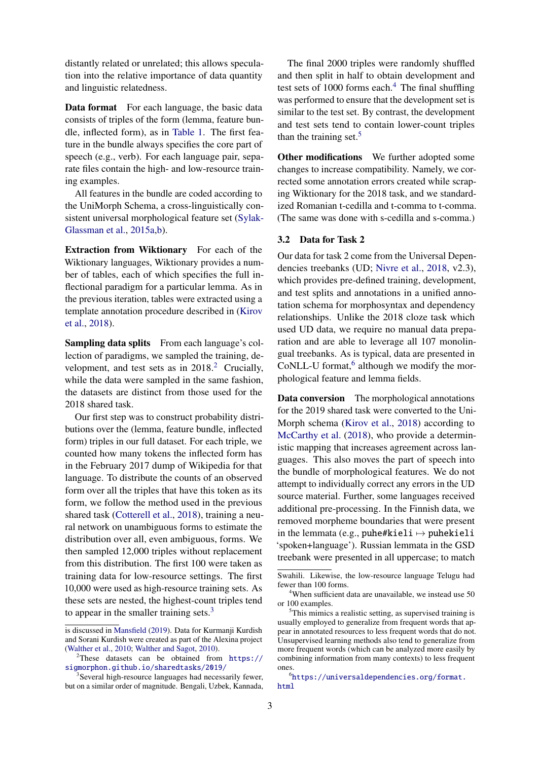distantly related or unrelated; this allows speculation into the relative importance of data quantity and linguistic relatedness.

**Data format** For each language, the basic data consists of triples of the form (lemma, feature bundle, inflected form), as in Table 1. The first feature in the bundle always specifies the core part of speech (e.g., verb). For each language pair, separate files contain the high- and low-resource training examples.

All features in the bundle are coded according to the UniMorph Schema, a cross-linguistically consistent universal morphological feature set (Sylak-Glassman et al., 2015a,b).

**Extraction from Wiktionary** For each of the Wiktionary languages, Wiktionary provides a number of tables, each of which specifies the full inflectional paradigm for a particular lemma. As in the previous iteration, tables were extracted using a template annotation procedure described in (Kirov et al., 2018).

**Sampling data splits** From each language's collection of paradigms, we sampled the training, development, and test sets as in 2018.[2] Crucially, while the data were sampled in the same fashion, the datasets are distinct from those used for the 2018 shared task.

Our first step was to construct probability distributions over the (lemma, feature bundle, inflected form) triples in our full dataset. For each triple, we counted how many tokens the inflected form has in the February 2017 dump of Wikipedia for that language. To distribute the counts of an observed form over all the triples that have this token as its form, we follow the method used in the previous shared task (Cotterell et al., 2018), training a neural network on unambiguous forms to estimate the distribution over all, even ambiguous, forms. We then sampled 12,000 triples without replacement from this distribution. The first 100 were taken as training data for low-resource settings. The first 10,000 were used as high-resource training sets. As these sets are nested, the highest-count triples tend to appear in the smaller training sets.[3]

The final 2000 triples were randomly shuffled and then split in half to obtain development and test sets of 1000 forms each.[4] The final shuffling was performed to ensure that the development set is similar to the test set. By contrast, the development and test sets tend to contain lower-count triples than the training set.[5]

**Other modifications** We further adopted some changes to increase compatibility. Namely, we corrected some annotation errors created while scraping Wiktionary for the 2018 task, and we standardized Romanian t-cedilla and t-comma to t-comma. (The same was done with s-cedilla and s-comma.)

### 3.2 Data for Task 2

Our data for task 2 come from the Universal Dependencies treebanks (UD; Nivre et al., 2018, v2.3), which provides pre-defined training, development, and test splits and annotations in a unified annotation schema for morphosyntax and dependency relationships. Unlike the 2018 cloze task which used UD data, we require no manual data preparation and are able to leverage all 107 monolingual treebanks. As is typical, data are presented in CoNLL-U format,[6] although we modify the morphological feature and lemma fields.

**Data conversion** The morphological annotations for the 2019 shared task were converted to the UniMorph schema (Kirov et al., 2018) according to McCarthy et al. (2018), who provide a deterministic mapping that increases agreement across languages. This also moves the part of speech into the bundle of morphological features. We do not attempt to individually correct any errors in the UD source material. Further, some languages received additional pre-processing. In the Finnish data, we removed morpheme boundaries that were present in the lemmata (e.g., `puhe#kieli` $\mapsto$ `puhekieli` 'spoken+language'). Russian lemmata in the GSD treebank were presented in all uppercase; to match

---

is discussed in Mansfield (2019). Data for Kurmanji Kurdish and Sorani Kurdish were created as part of the Alexina project (Walther et al., 2010; Walther and Sagot, 2010).

[2]These datasets can be obtained from https://sigmorphon.github.io/sharedtasks/2019/

[3]Several high-resource languages had necessarily fewer, but on a similar order of magnitude. Bengali, Uzbek, Kannada, Swahili. Likewise, the low-resource language Telugu had fewer than 100 forms.

[4]When sufficient data are unavailable, we instead use 50 or 100 examples.

[5]This mimics a realistic setting, as supervised training is usually employed to generalize from frequent words that appear in annotated resources to less frequent words that do not. Unsupervised learning methods also tend to generalize from more frequent words (which can be analyzed more easily by combining information from many contexts) to less frequent ones.

[6]https://universaldependencies.org/format.html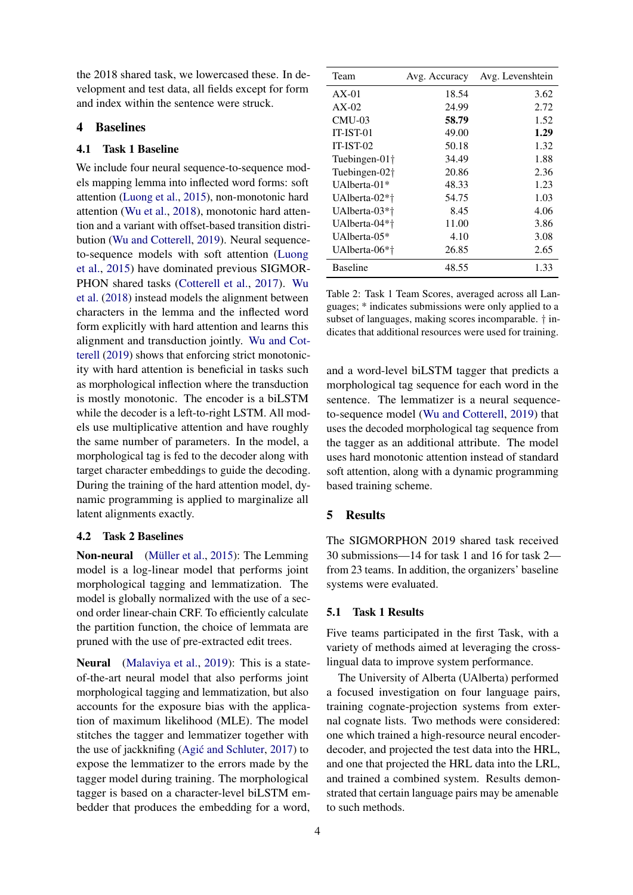the 2018 shared task, we lowercased these. In development and test data, all fields except for form and index within the sentence were struck.

## 4 Baselines

### 4.1 Task 1 Baseline

We include four neural sequence-to-sequence models mapping lemma into inflected word forms: soft attention (Luong et al., 2015), non-monotonic hard attention (Wu et al., 2018), monotonic hard attention and a variant with offset-based transition distribution (Wu and Cotterell, 2019). Neural sequence-to-sequence models with soft attention (Luong et al., 2015) have dominated previous SIGMORPHON shared tasks (Cotterell et al., 2017). Wu et al. (2018) instead models the alignment between characters in the lemma and the inflected word form explicitly with hard attention and learns this alignment and transduction jointly. Wu and Cotterell (2019) shows that enforcing strict monotonicity with hard attention is beneficial in tasks such as morphological inflection where the transduction is mostly monotonic. The encoder is a biLSTM while the decoder is a left-to-right LSTM. All models use multiplicative attention and have roughly the same number of parameters. In the model, a morphological tag is fed to the decoder along with target character embeddings to guide the decoding. During the training of the hard attention model, dynamic programming is applied to marginalize all latent alignments exactly.

### 4.2 Task 2 Baselines

**Non-neural** (Müller et al., 2015): The Lemming model is a log-linear model that performs joint morphological tagging and lemmatization. The model is globally normalized with the use of a second order linear-chain CRF. To efficiently calculate the partition function, the choice of lemmata are pruned with the use of pre-extracted edit trees.

**Neural** (Malaviya et al., 2019): This is a state-of-the-art neural model that also performs joint morphological tagging and lemmatization, but also accounts for the exposure bias with the application of maximum likelihood (MLE). The model stitches the tagger and lemmatizer together with the use of jackknifing (Agić and Schluter, 2017) to expose the lemmatizer to the errors made by the tagger model during training. The morphological tagger is based on a character-level biLSTM embedder that produces the embedding for a word, and a word-level biLSTM tagger that predicts a morphological tag sequence for each word in the sentence. The lemmatizer is a neural sequence-to-sequence model (Wu and Cotterell, 2019) that uses the decoded morphological tag sequence from the tagger as an additional attribute. The model uses hard monotonic attention instead of standard soft attention, along with a dynamic programming based training scheme.

| Team | Avg. Accuracy | Avg. Levenshtein |
|---|---|---|
| AX-01 | 18.54 | 3.62 |
| AX-02 | 24.99 | 2.72 |
| CMU-03 | **58.79** | 1.52 |
| IT-IST-01 | 49.00 | **1.29** |
| IT-IST-02 | 50.18 | 1.32 |
| Tuebingen-01† | 34.49 | 1.88 |
| Tuebingen-02† | 20.86 | 2.36 |
| UAlberta-01* | 48.33 | 1.23 |
| UAlberta-02*† | 54.75 | 1.03 |
| UAlberta-03*† | 8.45 | 4.06 |
| UAlberta-04*† | 11.00 | 3.86 |
| UAlberta-05* | 4.10 | 3.08 |
| UAlberta-06*† | 26.85 | 2.65 |
| Baseline | 48.55 | 1.33 |

Table 2: Task 1 Team Scores, averaged across all Languages; * indicates submissions were only applied to a subset of languages, making scores incomparable. † indicates that additional resources were used for training.

## 5 Results

The SIGMORPHON 2019 shared task received 30 submissions—14 for task 1 and 16 for task 2—from 23 teams. In addition, the organizers' baseline systems were evaluated.

### 5.1 Task 1 Results

Five teams participated in the first Task, with a variety of methods aimed at leveraging the cross-lingual data to improve system performance.

The University of Alberta (UAlberta) performed a focused investigation on four language pairs, training cognate-projection systems from external cognate lists. Two methods were considered: one which trained a high-resource neural encoder-decoder, and projected the test data into the HRL, and one that projected the HRL data into the LRL, and trained a combined system. Results demonstrated that certain language pairs may be amenable to such methods.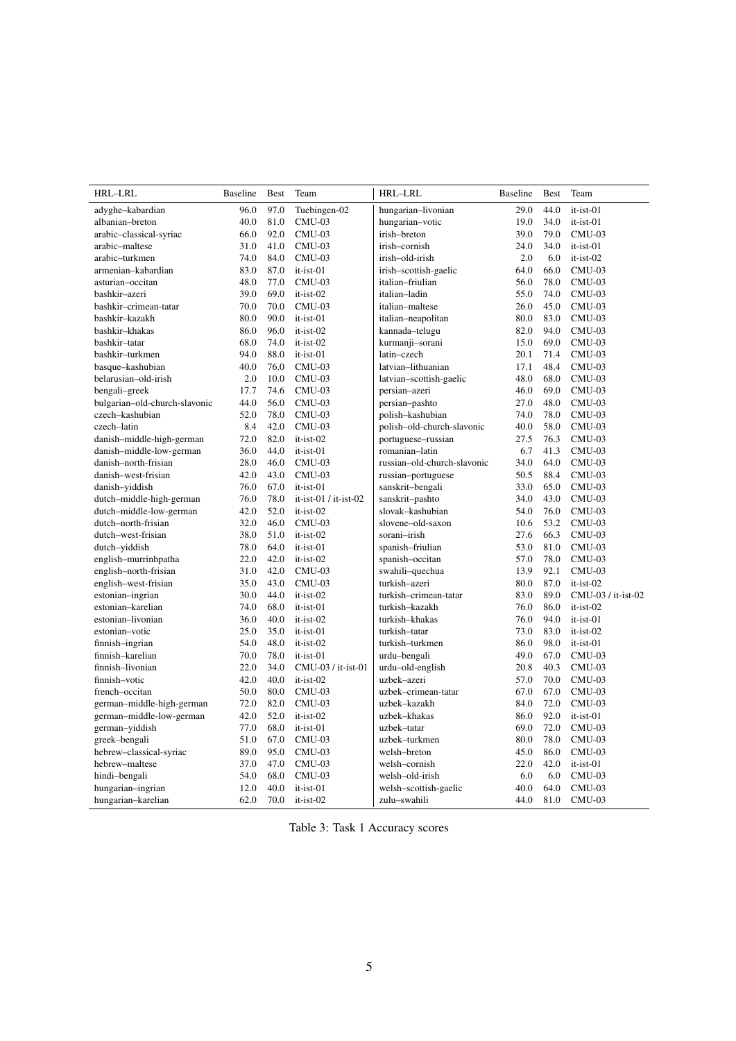| HRL–LRL | Baseline | Best | Team | HRL–LRL | Baseline | Best | Team |
|---|---|---|---|---|---|---|---|
| adyghe–kabardian | 96.0 | 97.0 | Tuebingen-02 | hungarian–livonian | 29.0 | 44.0 | it-ist-01 |
| albanian–breton | 40.0 | 81.0 | CMU-03 | hungarian–votic | 19.0 | 34.0 | it-ist-01 |
| arabic–classical-syriac | 66.0 | 92.0 | CMU-03 | irish–breton | 39.0 | 79.0 | CMU-03 |
| arabic–maltese | 31.0 | 41.0 | CMU-03 | irish–cornish | 24.0 | 34.0 | it-ist-01 |
| arabic–turkmen | 74.0 | 84.0 | CMU-03 | irish–old-irish | 2.0 | 6.0 | it-ist-02 |
| armenian–kabardian | 83.0 | 87.0 | it-ist-01 | irish–scottish-gaelic | 64.0 | 66.0 | CMU-03 |
| asturian–occitan | 48.0 | 77.0 | CMU-03 | italian–friulian | 56.0 | 78.0 | CMU-03 |
| bashkir–azeri | 39.0 | 69.0 | it-ist-02 | italian–ladin | 55.0 | 74.0 | CMU-03 |
| bashkir–crimean-tatar | 70.0 | 70.0 | CMU-03 | italian–maltese | 26.0 | 45.0 | CMU-03 |
| bashkir–kazakh | 80.0 | 90.0 | it-ist-01 | italian–neapolitan | 80.0 | 83.0 | CMU-03 |
| bashkir–khakas | 86.0 | 96.0 | it-ist-02 | kannada–telugu | 82.0 | 94.0 | CMU-03 |
| bashkir–tatar | 68.0 | 74.0 | it-ist-02 | kurmanji–sorani | 15.0 | 69.0 | CMU-03 |
| bashkir–turkmen | 94.0 | 88.0 | it-ist-01 | latin–czech | 20.1 | 71.4 | CMU-03 |
| basque–kashubian | 40.0 | 76.0 | CMU-03 | latvian–lithuanian | 17.1 | 48.4 | CMU-03 |
| belarusian–old-irish | 2.0 | 10.0 | CMU-03 | latvian–scottish-gaelic | 48.0 | 68.0 | CMU-03 |
| bengali–greek | 17.7 | 74.6 | CMU-03 | persian–azeri | 46.0 | 69.0 | CMU-03 |
| bulgarian–old-church-slavonic | 44.0 | 56.0 | CMU-03 | persian–pashto | 27.0 | 48.0 | CMU-03 |
| czech–kashubian | 52.0 | 78.0 | CMU-03 | polish–kashubian | 74.0 | 78.0 | CMU-03 |
| czech–latin | 8.4 | 42.0 | CMU-03 | polish–old-church-slavonic | 40.0 | 58.0 | CMU-03 |
| danish–middle-high-german | 72.0 | 82.0 | it-ist-02 | portuguese–russian | 27.5 | 76.3 | CMU-03 |
| danish–middle-low-german | 36.0 | 44.0 | it-ist-01 | romanian–latin | 6.7 | 41.3 | CMU-03 |
| danish–north-frisian | 28.0 | 46.0 | CMU-03 | russian–old-church-slavonic | 34.0 | 64.0 | CMU-03 |
| danish–west-frisian | 42.0 | 43.0 | CMU-03 | russian–portuguese | 50.5 | 88.4 | CMU-03 |
| danish–yiddish | 76.0 | 67.0 | it-ist-01 | sanskrit–bengali | 33.0 | 65.0 | CMU-03 |
| dutch–middle-high-german | 76.0 | 78.0 | it-ist-01 / it-ist-02 | sanskrit–pashto | 34.0 | 43.0 | CMU-03 |
| dutch–middle-low-german | 42.0 | 52.0 | it-ist-02 | slovak–kashubian | 54.0 | 76.0 | CMU-03 |
| dutch–north-frisian | 32.0 | 46.0 | CMU-03 | slovene–old-saxon | 10.6 | 53.2 | CMU-03 |
| dutch–west-frisian | 38.0 | 51.0 | it-ist-02 | sorani–irish | 27.6 | 66.3 | CMU-03 |
| dutch–yiddish | 78.0 | 64.0 | it-ist-01 | spanish–friulian | 53.0 | 81.0 | CMU-03 |
| english–murrinhpatha | 22.0 | 42.0 | it-ist-02 | spanish–occitan | 57.0 | 78.0 | CMU-03 |
| english–north-frisian | 31.0 | 42.0 | CMU-03 | swahili–quechua | 13.9 | 92.1 | CMU-03 |
| english–west-frisian | 35.0 | 43.0 | CMU-03 | turkish–azeri | 80.0 | 87.0 | it-ist-02 |
| estonian–ingrian | 30.0 | 44.0 | it-ist-02 | turkish–crimean-tatar | 83.0 | 89.0 | CMU-03 / it-ist-02 |
| estonian–karelian | 74.0 | 68.0 | it-ist-01 | turkish–kazakh | 76.0 | 86.0 | it-ist-02 |
| estonian–livonian | 36.0 | 40.0 | it-ist-02 | turkish–khakas | 76.0 | 94.0 | it-ist-01 |
| estonian–votic | 25.0 | 35.0 | it-ist-01 | turkish–tatar | 73.0 | 83.0 | it-ist-02 |
| finnish–ingrian | 54.0 | 48.0 | it-ist-02 | turkish–turkmen | 86.0 | 98.0 | it-ist-01 |
| finnish–karelian | 70.0 | 78.0 | it-ist-01 | urdu–bengali | 49.0 | 67.0 | CMU-03 |
| finnish–livonian | 22.0 | 34.0 | CMU-03 / it-ist-01 | urdu–old-english | 20.8 | 40.3 | CMU-03 |
| finnish–votic | 42.0 | 40.0 | it-ist-02 | uzbek–azeri | 57.0 | 70.0 | CMU-03 |
| french–occitan | 50.0 | 80.0 | CMU-03 | uzbek–crimean-tatar | 67.0 | 67.0 | CMU-03 |
| german–middle-high-german | 72.0 | 82.0 | CMU-03 | uzbek–kazakh | 84.0 | 72.0 | CMU-03 |
| german–middle-low-german | 42.0 | 52.0 | it-ist-02 | uzbek–khakas | 86.0 | 92.0 | it-ist-01 |
| german–yiddish | 77.0 | 68.0 | it-ist-01 | uzbek–tatar | 69.0 | 72.0 | CMU-03 |
| greek–bengali | 51.0 | 67.0 | CMU-03 | uzbek–turkmen | 80.0 | 78.0 | CMU-03 |
| hebrew–classical-syriac | 89.0 | 95.0 | CMU-03 | welsh–breton | 45.0 | 86.0 | CMU-03 |
| hebrew–maltese | 37.0 | 47.0 | CMU-03 | welsh–cornish | 22.0 | 42.0 | it-ist-01 |
| hindi–bengali | 54.0 | 68.0 | CMU-03 | welsh–old-irish | 6.0 | 6.0 | CMU-03 |
| hungarian–ingrian | 12.0 | 40.0 | it-ist-01 | welsh–scottish-gaelic | 40.0 | 64.0 | CMU-03 |
| hungarian–karelian | 62.0 | 70.0 | it-ist-02 | zulu–swahili | 44.0 | 81.0 | CMU-03 |

Table 3: Task 1 Accuracy scores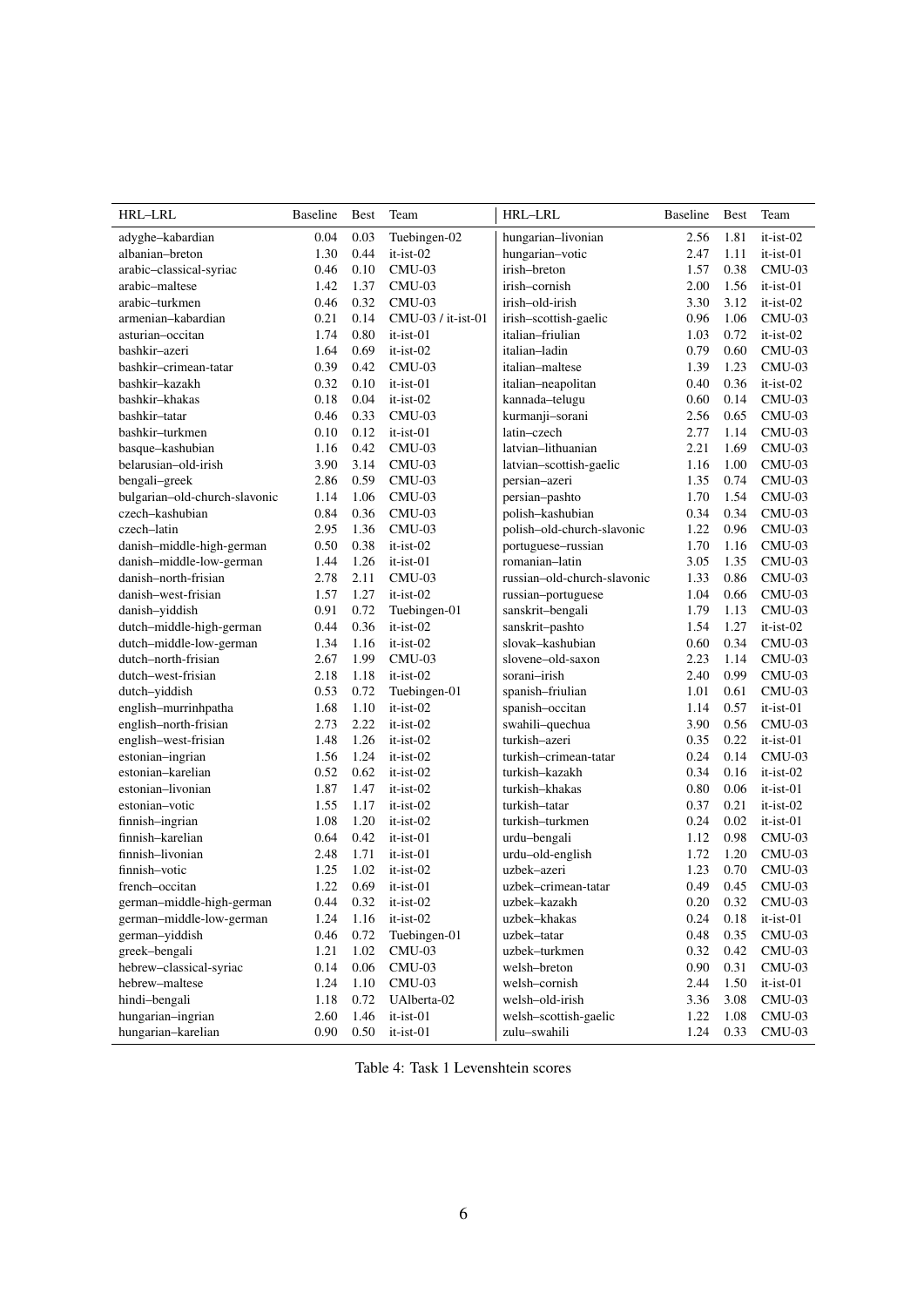| HRL–LRL | Baseline | Best | Team | HRL–LRL | Baseline | Best | Team |
|---|---|---|---|---|---|---|---|
| adyghe–kabardian | 0.04 | 0.03 | Tuebingen-02 | hungarian–livonian | 2.56 | 1.81 | it-ist-02 |
| albanian–breton | 1.30 | 0.44 | it-ist-02 | hungarian–votic | 2.47 | 1.11 | it-ist-01 |
| arabic–classical-syriac | 0.46 | 0.10 | CMU-03 | irish–breton | 1.57 | 0.38 | CMU-03 |
| arabic–maltese | 1.42 | 1.37 | CMU-03 | irish–cornish | 2.00 | 1.56 | it-ist-01 |
| arabic–turkmen | 0.46 | 0.32 | CMU-03 | irish–old-irish | 3.30 | 3.12 | it-ist-02 |
| armenian–kabardian | 0.21 | 0.14 | CMU-03 / it-ist-01 | irish–scottish-gaelic | 0.96 | 1.06 | CMU-03 |
| asturian–occitan | 1.74 | 0.80 | it-ist-01 | italian–friulian | 1.03 | 0.72 | it-ist-02 |
| bashkir–azeri | 1.64 | 0.69 | it-ist-02 | italian–ladin | 0.79 | 0.60 | CMU-03 |
| bashkir–crimean-tatar | 0.39 | 0.42 | CMU-03 | italian–maltese | 1.39 | 1.23 | CMU-03 |
| bashkir–kazakh | 0.32 | 0.10 | it-ist-01 | italian–neapolitan | 0.40 | 0.36 | it-ist-02 |
| bashkir–khakas | 0.18 | 0.04 | it-ist-02 | kannada–telugu | 0.60 | 0.14 | CMU-03 |
| bashkir–tatar | 0.46 | 0.33 | CMU-03 | kurmanji–sorani | 2.56 | 0.65 | CMU-03 |
| bashkir–turkmen | 0.10 | 0.12 | it-ist-01 | latin–czech | 2.77 | 1.14 | CMU-03 |
| basque–kashubian | 1.16 | 0.42 | CMU-03 | latvian–lithuanian | 2.21 | 1.69 | CMU-03 |
| belarusian–old-irish | 3.90 | 3.14 | CMU-03 | latvian–scottish-gaelic | 1.16 | 1.00 | CMU-03 |
| bengali–greek | 2.86 | 0.59 | CMU-03 | persian–azeri | 1.35 | 0.74 | CMU-03 |
| bulgarian–old-church-slavonic | 1.14 | 1.06 | CMU-03 | persian–pashto | 1.70 | 1.54 | CMU-03 |
| czech–kashubian | 0.84 | 0.36 | CMU-03 | polish–kashubian | 0.34 | 0.34 | CMU-03 |
| czech–latin | 2.95 | 1.36 | CMU-03 | polish–old-church-slavonic | 1.22 | 0.96 | CMU-03 |
| danish–middle-high-german | 0.50 | 0.38 | it-ist-02 | portuguese–russian | 1.70 | 1.16 | CMU-03 |
| danish–middle-low-german | 1.44 | 1.26 | it-ist-01 | romanian–latin | 3.05 | 1.35 | CMU-03 |
| danish–north-frisian | 2.78 | 2.11 | CMU-03 | russian–old-church-slavonic | 1.33 | 0.86 | CMU-03 |
| danish–west-frisian | 1.57 | 1.27 | it-ist-02 | russian–portuguese | 1.04 | 0.66 | CMU-03 |
| danish–yiddish | 0.91 | 0.72 | Tuebingen-01 | sanskrit–bengali | 1.79 | 1.13 | CMU-03 |
| dutch–middle-high-german | 0.44 | 0.36 | it-ist-02 | sanskrit–pashto | 1.54 | 1.27 | it-ist-02 |
| dutch–middle-low-german | 1.34 | 1.16 | it-ist-02 | slovak–kashubian | 0.60 | 0.34 | CMU-03 |
| dutch–north-frisian | 2.67 | 1.99 | CMU-03 | slovene–old-saxon | 2.23 | 1.14 | CMU-03 |
| dutch–west-frisian | 2.18 | 1.18 | it-ist-02 | sorani–irish | 2.40 | 0.99 | CMU-03 |
| dutch–yiddish | 0.53 | 0.72 | Tuebingen-01 | spanish–friulian | 1.01 | 0.61 | CMU-03 |
| english–murrinhpatha | 1.68 | 1.10 | it-ist-02 | spanish–occitan | 1.14 | 0.57 | it-ist-01 |
| english–north-frisian | 2.73 | 2.22 | it-ist-02 | swahili–quechua | 3.90 | 0.56 | CMU-03 |
| english–west-frisian | 1.48 | 1.26 | it-ist-02 | turkish–azeri | 0.35 | 0.22 | it-ist-01 |
| estonian–ingrian | 1.56 | 1.24 | it-ist-02 | turkish–crimean-tatar | 0.24 | 0.14 | CMU-03 |
| estonian–karelian | 0.52 | 0.62 | it-ist-02 | turkish–kazakh | 0.34 | 0.16 | it-ist-02 |
| estonian–livonian | 1.87 | 1.47 | it-ist-02 | turkish–khakas | 0.80 | 0.06 | it-ist-01 |
| estonian–votic | 1.55 | 1.17 | it-ist-02 | turkish–tatar | 0.37 | 0.21 | it-ist-02 |
| finnish–ingrian | 1.08 | 1.20 | it-ist-02 | turkish–turkmen | 0.24 | 0.02 | it-ist-01 |
| finnish–karelian | 0.64 | 0.42 | it-ist-01 | urdu–bengali | 1.12 | 0.98 | CMU-03 |
| finnish–livonian | 2.48 | 1.71 | it-ist-01 | urdu–old-english | 1.72 | 1.20 | CMU-03 |
| finnish–votic | 1.25 | 1.02 | it-ist-02 | uzbek–azeri | 1.23 | 0.70 | CMU-03 |
| french–occitan | 1.22 | 0.69 | it-ist-01 | uzbek–crimean-tatar | 0.49 | 0.45 | CMU-03 |
| german–middle-high-german | 0.44 | 0.32 | it-ist-02 | uzbek–kazakh | 0.20 | 0.32 | CMU-03 |
| german–middle-low-german | 1.24 | 1.16 | it-ist-02 | uzbek–khakas | 0.24 | 0.18 | it-ist-01 |
| german–yiddish | 0.46 | 0.72 | Tuebingen-01 | uzbek–tatar | 0.48 | 0.35 | CMU-03 |
| greek–bengali | 1.21 | 1.02 | CMU-03 | uzbek–turkmen | 0.32 | 0.42 | CMU-03 |
| hebrew–classical-syriac | 0.14 | 0.06 | CMU-03 | welsh–breton | 0.90 | 0.31 | CMU-03 |
| hebrew–maltese | 1.24 | 1.10 | CMU-03 | welsh–cornish | 2.44 | 1.50 | it-ist-01 |
| hindi–bengali | 1.18 | 0.72 | UAlberta-02 | welsh–old-irish | 3.36 | 3.08 | CMU-03 |
| hungarian–ingrian | 2.60 | 1.46 | it-ist-01 | welsh–scottish-gaelic | 1.22 | 1.08 | CMU-03 |
| hungarian–karelian | 0.90 | 0.50 | it-ist-01 | zulu–swahili | 1.24 | 0.33 | CMU-03 |

Table 4: Task 1 Levenshtein scores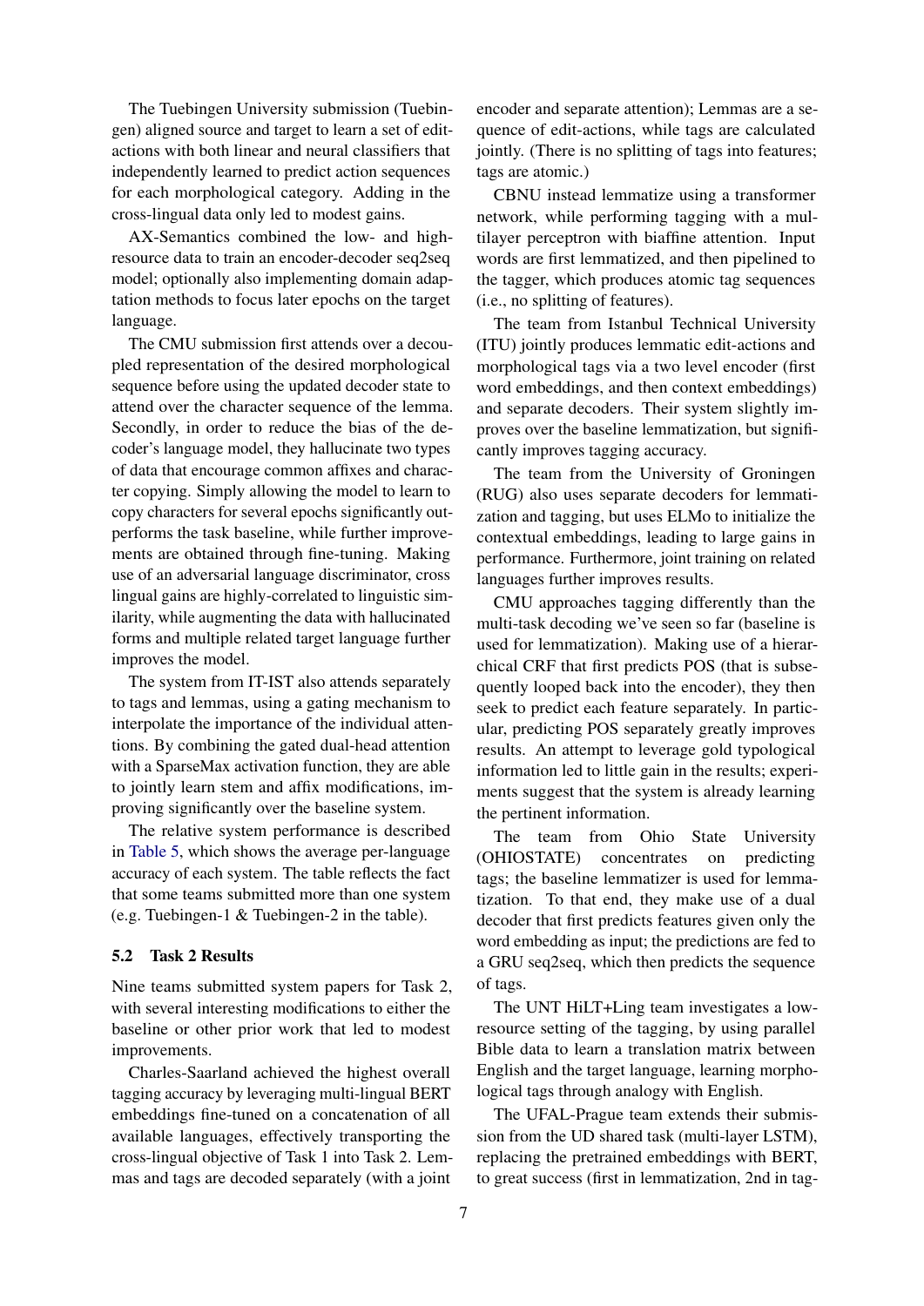The Tuebingen University submission (Tuebingen) aligned source and target to learn a set of edit-actions with both linear and neural classifiers that independently learned to predict action sequences for each morphological category. Adding in the cross-lingual data only led to modest gains.

AX-Semantics combined the low- and high-resource data to train an encoder-decoder seq2seq model; optionally also implementing domain adaptation methods to focus later epochs on the target language.

The CMU submission first attends over a decoupled representation of the desired morphological sequence before using the updated decoder state to attend over the character sequence of the lemma. Secondly, in order to reduce the bias of the decoder's language model, they hallucinate two types of data that encourage common affixes and character copying. Simply allowing the model to learn to copy characters for several epochs significantly outperforms the task baseline, while further improvements are obtained through fine-tuning. Making use of an adversarial language discriminator, cross lingual gains are highly-correlated to linguistic similarity, while augmenting the data with hallucinated forms and multiple related target language further improves the model.

The system from IT-IST also attends separately to tags and lemmas, using a gating mechanism to interpolate the importance of the individual attentions. By combining the gated dual-head attention with a SparseMax activation function, they are able to jointly learn stem and affix modifications, improving significantly over the baseline system.

The relative system performance is described in Table 5, which shows the average per-language accuracy of each system. The table reflects the fact that some teams submitted more than one system (e.g. Tuebingen-1 & Tuebingen-2 in the table).

### 5.2 Task 2 Results

Nine teams submitted system papers for Task 2, with several interesting modifications to either the baseline or other prior work that led to modest improvements.

Charles-Saarland achieved the highest overall tagging accuracy by leveraging multi-lingual BERT embeddings fine-tuned on a concatenation of all available languages, effectively transporting the cross-lingual objective of Task 1 into Task 2. Lemmas and tags are decoded separately (with a joint encoder and separate attention); Lemmas are a sequence of edit-actions, while tags are calculated jointly. (There is no splitting of tags into features; tags are atomic.)

CBNU instead lemmatize using a transformer network, while performing tagging with a multilayer perceptron with biaffine attention. Input words are first lemmatized, and then pipelined to the tagger, which produces atomic tag sequences (i.e., no splitting of features).

The team from Istanbul Technical University (ITU) jointly produces lemmatic edit-actions and morphological tags via a two level encoder (first word embeddings, and then context embeddings) and separate decoders. Their system slightly improves over the baseline lemmatization, but significantly improves tagging accuracy.

The team from the University of Groningen (RUG) also uses separate decoders for lemmatization and tagging, but uses ELMo to initialize the contextual embeddings, leading to large gains in performance. Furthermore, joint training on related languages further improves results.

CMU approaches tagging differently than the multi-task decoding we've seen so far (baseline is used for lemmatization). Making use of a hierarchical CRF that first predicts POS (that is subsequently looped back into the encoder), they then seek to predict each feature separately. In particular, predicting POS separately greatly improves results. An attempt to leverage gold typological information led to little gain in the results; experiments suggest that the system is already learning the pertinent information.

The team from Ohio State University (OHIOSTATE) concentrates on predicting tags; the baseline lemmatizer is used for lemmatization. To that end, they make use of a dual decoder that first predicts features given only the word embedding as input; the predictions are fed to a GRU seq2seq, which then predicts the sequence of tags.

The UNT HiLT+Ling team investigates a low-resource setting of the tagging, by using parallel Bible data to learn a translation matrix between English and the target language, learning morphological tags through analogy with English.

The UFAL-Prague team extends their submission from the UD shared task (multi-layer LSTM), replacing the pretrained embeddings with BERT, to great success (first in lemmatization, 2nd in tag-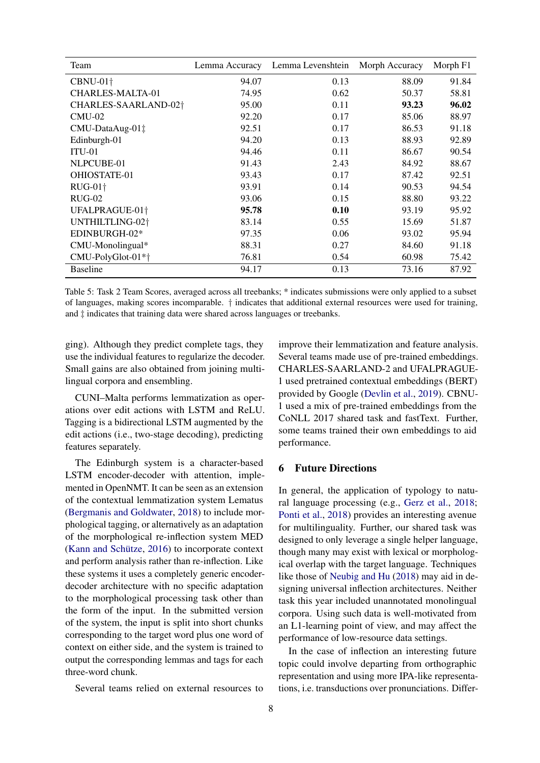| Team | Lemma Accuracy | Lemma Levenshtein | Morph Accuracy | Morph F1 |
|---|---|---|---|---|
| CBNU-01† | 94.07 | 0.13 | 88.09 | 91.84 |
| CHARLES-MALTA-01 | 74.95 | 0.62 | 50.37 | 58.81 |
| CHARLES-SAARLAND-02† | 95.00 | 0.11 | **93.23** | **96.02** |
| CMU-02 | 92.20 | 0.17 | 85.06 | 88.97 |
| CMU-DataAug-01‡ | 92.51 | 0.17 | 86.53 | 91.18 |
| Edinburgh-01 | 94.20 | 0.13 | 88.93 | 92.89 |
| ITU-01 | 94.46 | 0.11 | 86.67 | 90.54 |
| NLPCUBE-01 | 91.43 | 2.43 | 84.92 | 88.67 |
| OHIOSTATE-01 | 93.43 | 0.17 | 87.42 | 92.51 |
| RUG-01† | 93.91 | 0.14 | 90.53 | 94.54 |
| RUG-02 | 93.06 | 0.15 | 88.80 | 93.22 |
| UFALPRAGUE-01† | **95.78** | **0.10** | 93.19 | 95.92 |
| UNTHILTLING-02† | 83.14 | 0.55 | 15.69 | 51.87 |
| EDINBURGH-02* | 97.35 | 0.06 | 93.02 | 95.94 |
| CMU-Monolingual* | 88.31 | 0.27 | 84.60 | 91.18 |
| CMU-PolyGlot-01*† | 76.81 | 0.54 | 60.98 | 75.42 |
| Baseline | 94.17 | 0.13 | 73.16 | 87.92 |

Table 5: Task 2 Team Scores, averaged across all treebanks; * indicates submissions were only applied to a subset of languages, making scores incomparable. † indicates that additional external resources were used for training, and ‡ indicates that training data were shared across languages or treebanks.

ging). Although they predict complete tags, they use the individual features to regularize the decoder. Small gains are also obtained from joining multilingual corpora and ensembling.

CUNI–Malta performs lemmatization as operations over edit actions with LSTM and ReLU. Tagging is a bidirectional LSTM augmented by the edit actions (i.e., two-stage decoding), predicting features separately.

The Edinburgh system is a character-based LSTM encoder-decoder with attention, implemented in OpenNMT. It can be seen as an extension of the contextual lemmatization system Lematus (Bergmanis and Goldwater, 2018) to include morphological tagging, or alternatively as an adaptation of the morphological re-inflection system MED (Kann and Schütze, 2016) to incorporate context and perform analysis rather than re-inflection. Like these systems it uses a completely generic encoder-decoder architecture with no specific adaptation to the morphological processing task other than the form of the input. In the submitted version of the system, the input is split into short chunks corresponding to the target word plus one word of context on either side, and the system is trained to output the corresponding lemmas and tags for each three-word chunk.

Several teams relied on external resources to improve their lemmatization and feature analysis. Several teams made use of pre-trained embeddings. CHARLES-SAARLAND-2 and UFALPRAGUE-1 used pretrained contextual embeddings (BERT) provided by Google (Devlin et al., 2019). CBNU-1 used a mix of pre-trained embeddings from the CoNLL 2017 shared task and fastText. Further, some teams trained their own embeddings to aid performance.

## 6 Future Directions

In general, the application of typology to natural language processing (e.g., Gerz et al., 2018; Ponti et al., 2018) provides an interesting avenue for multilinguality. Further, our shared task was designed to only leverage a single helper language, though many may exist with lexical or morphological overlap with the target language. Techniques like those of Neubig and Hu (2018) may aid in designing universal inflection architectures. Neither task this year included unannotated monolingual corpora. Using such data is well-motivated from an L1-learning point of view, and may affect the performance of low-resource data settings.

In the case of inflection an interesting future topic could involve departing from orthographic representation and using more IPA-like representations, i.e. transductions over pronunciations. Differ-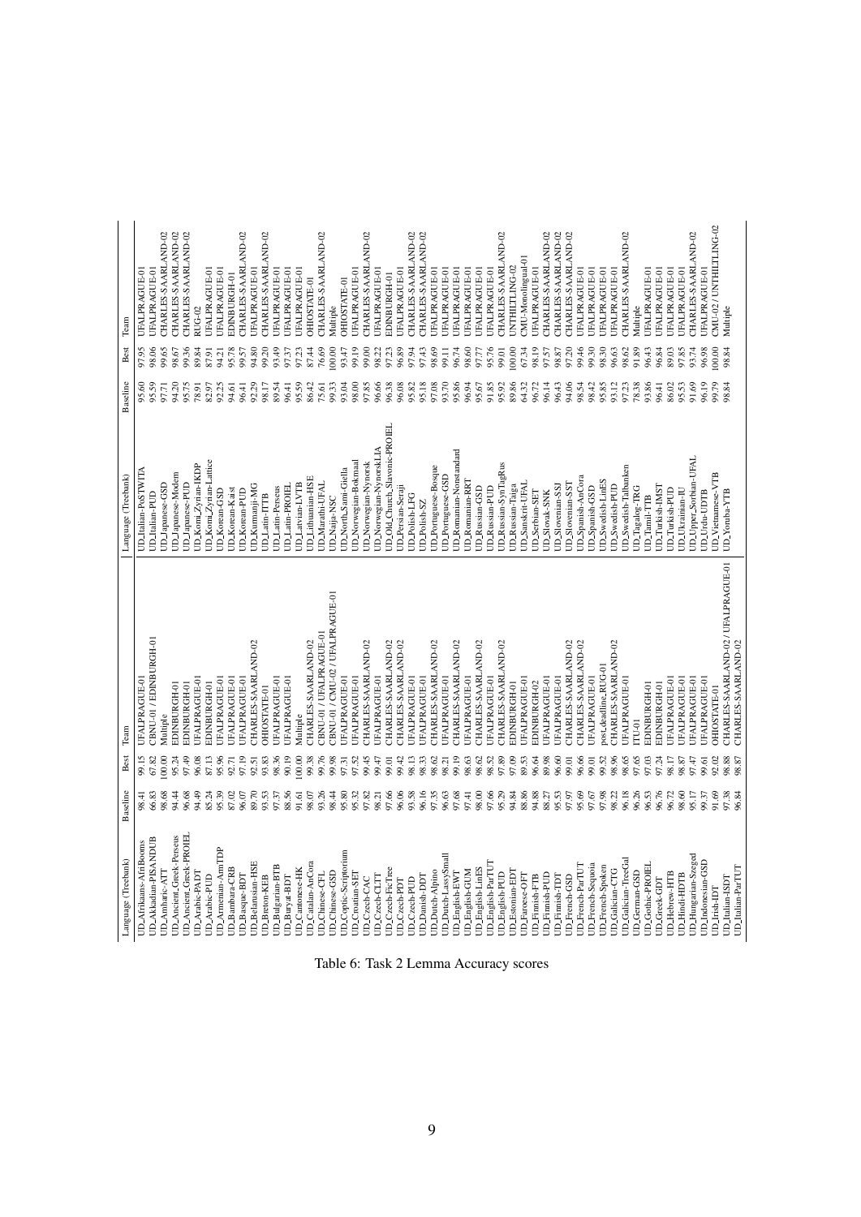| Language (Treebank) | Baseline | Best | Team | Language (Treebank) | Baseline | Best | Team |
|---|---|---|---|---|---|---|---|
| UD_Afrikaans-AfriBooms | 98.41 | 99.15 | UFALPRAGUE-01 | UD_Italian-PoSTWITA | 95.60 | 97.95 | UFALPRAGUE-01 |
| UD_Akkadian-PISANDUB | 66.83 | 67.82 | CBNU-01 / EDINBURGH-01 | UD_Italian-PUD | 95.59 | 98.06 | UFALPRAGUE-01 |
| UD_Amharic-ATT | 98.68 | 100.00 | Multiple | UD_Japanese-GSD | 97.71 | 99.65 | CHARLES-SAARLAND-02 |
| UD_Ancient_Greek-Perseus | 94.44 | 95.24 | EDINBURGH-01 | UD_Japanese-Modern | 94.20 | 98.67 | CHARLES-SAARLAND-02 |
| UD_Ancient_Greek-PROIEL | 96.68 | 97.49 | EDINBURGH-01 | UD_Japanese-PUD | 95.75 | 99.36 | CHARLES-SAARLAND-02 |
| UD_Arabic-PADT | 94.49 | 96.08 | UFALPRAGUE-01 | UD_Komi_Zyrian-IKDP | 78.91 | 89.84 | RUG-02 |
| UD_Arabic-PUD | 85.24 | 87.13 | EDINBURGH-01 | UD_Komi_Zyrian-Lattice | 82.97 | 87.91 | UFALPRAGUE-01 |
| UD_Armenian-ArmTDP | 95.39 | 95.96 | UFALPRAGUE-01 | UD_Korean-GSD | 92.25 | 94.21 | UFALPRAGUE-01 |
| UD_Bambara-CRB | 87.02 | 92.71 | UFALPRAGUE-01 | UD_Korean-Kaist | 94.61 | 95.78 | EDINBURGH-01 |
| UD_Basque-BDT | 96.07 | 97.19 | UFALPRAGUE-01 | UD_Korean-PUD | 96.41 | 99.57 | CHARLES-SAARLAND-02 |
| UD_Belarusian-HSE | 89.70 | 92.51 | CHARLES-SAARLAND-02 | UD_Kurmanji-MG | 92.29 | 94.80 | UFALPRAGUE-01 |
| UD_Breton-KEB | 93.53 | 93.83 | OHIOSTATE-01 | UD_Latin-ITTB | 98.17 | 99.20 | CHARLES-SAARLAND-02 |
| UD_Bulgarian-BTB | 97.37 | 98.36 | UFALPRAGUE-01 | UD_Latin-Perseus | 89.54 | 93.49 | UFALPRAGUE-01 |
| UD_Buryat-BDT | 88.56 | 90.19 | UFALPRAGUE-01 | UD_Latin-PROIEL | 96.41 | 97.37 | UFALPRAGUE-01 |
| UD_Cantonese-HK | 91.61 | 100.00 | Multiple | UD_Latvian-LVTB | 95.59 | 97.23 | UFALPRAGUE-01 |
| UD_Catalan-AnCora | 98.07 | 99.38 | CHARLES-SAARLAND-02 | UD_Lithuanian-HSE | 86.42 | 87.44 | OHIOSTATE-01 |
| UD_Chinese-CFL | 93.26 | 99.76 | CBNU-01 / UFALPRAGUE-01 | UD_Marathi-UFAL | 75.61 | 76.69 | CHARLES-SAARLAND-02 |
| UD_Chinese-GSD | 98.44 | 99.98 | CBNU-01 / CMU-02 / UFALPRAGUE-01 | UD_Naija-NSC | 99.33 | 100.00 | Multiple |
| UD_Coptic-Scriptorium | 95.80 | 97.31 | UFALPRAGUE-01 | UD_North_Sami-Giella | 93.04 | 93.47 | OHIOSTATE-01 |
| UD_Croatian-SET | 95.32 | 97.52 | UFALPRAGUE-01 | UD_Norwegian-Bokmaal | 98.00 | 99.19 | UFALPRAGUE-01 |
| UD_Czech-CAC | 97.82 | 99.45 | CHARLES-SAARLAND-02 | UD_Norwegian-Nynorsk | 97.85 | 99.00 | CHARLES-SAARLAND-02 |
| UD_Czech-CLTT | 98.21 | 99.47 | UFALPRAGUE-01 | UD_Norwegian-NynorskLIA | 96.66 | 98.22 | UFALPRAGUE-01 |
| UD_Czech-FicTree | 97.66 | 99.01 | CHARLES-SAARLAND-02 | UD_Old_Church_Slavonic-PROIEL | 96.38 | 97.23 | EDINBURGH-01 |
| UD_Czech-PDT | 96.06 | 99.42 | CHARLES-SAARLAND-02 | UD_Persian-Seraji | 96.08 | 96.89 | UFALPRAGUE-01 |
| UD_Czech-PUD | 93.58 | 98.13 | UFALPRAGUE-01 | UD_Polish-LFG | 95.82 | 97.94 | CHARLES-SAARLAND-02 |
| UD_Danish-DDT | 96.16 | 98.33 | UFALPRAGUE-01 | UD_Polish-SZ | 95.18 | 97.43 | CHARLES-SAARLAND-02 |
| UD_Dutch-Alpino | 97.35 | 98.62 | CHARLES-SAARLAND-02 | UD_Portuguese-Bosque | 97.08 | 98.69 | UFALPRAGUE-01 |
| UD_Dutch-LassySmall | 96.63 | 98.21 | UFALPRAGUE-01 | UD_Portuguese-GSD | 93.70 | 99.11 | UFALPRAGUE-01 |
| UD_English-EWT | 97.68 | 99.19 | CHARLES-SAARLAND-02 | UD_Romanian-Nonstandard | 95.86 | 96.74 | UFALPRAGUE-01 |
| UD_English-GUM | 97.41 | 98.63 | UFALPRAGUE-01 | UD_Romanian-RRT | 96.94 | 98.60 | UFALPRAGUE-01 |
| UD_English-LinES | 98.00 | 98.62 | UFALPRAGUE-01 | UD_Russian-GSD | 95.67 | 97.77 | UFALPRAGUE-01 |
| UD_English-ParTUT | 97.66 | 98.52 | UFALPRAGUE-01 | UD_Russian-PUD | 91.85 | 95.76 | UFALPRAGUE-01 |
| UD_English-PUD | 95.29 | 97.89 | CHARLES-SAARLAND-02 | UD_Russian-SynTagRus | 95.92 | 99.01 | CHARLES-SAARLAND-02 |
| UD_Estonian-EDT | 94.84 | 97.09 | EDINBURGH-01 | UD_Russian-Taiga | 89.86 | 100.00 | UNTHILTLING-02 |
| UD_Faroese-OFT | 88.86 | 89.53 | UFALPRAGUE-01 | UD_Sanskrit-UFAL | 64.32 | 67.34 | CMU-Monolingual-01 |
| UD_Finnish-FTB | 94.88 | 96.64 | EDINBURGH-02 | UD_Serbian-SET | 96.72 | 98.19 | UFALPRAGUE-01 |
| UD_Finnish-PUD | 88.27 | 89.98 | UFALPRAGUE-01 | UD_Slovak-SNK | 96.14 | 97.57 | CHARLES-SAARLAND-02 |
| UD_Finnish-TDT | 95.53 | 96.60 | UFALPRAGUE-01 | UD_Slovenian-SSJ | 96.43 | 98.87 | CHARLES-SAARLAND-02 |
| UD_French-GSD | 97.97 | 99.01 | CHARLES-SAARLAND-02 | UD_Slovenian-SST | 94.06 | 97.20 | CHARLES-SAARLAND-02 |
| UD_French-ParTUT | 95.69 | 96.66 | CHARLES-SAARLAND-02 | UD_Spanish-AnCora | 98.54 | 99.46 | UFALPRAGUE-01 |
| UD_French-Sequoia | 97.67 | 99.01 | UFALPRAGUE-01 | UD_Spanish-GSD | 98.42 | 99.30 | UFALPRAGUE-01 |
| UD_French-Spoken | 97.98 | 99.52 | postdeadline_RUG-01 | UD_Swedish-LinES | 95.85 | 98.30 | UFALPRAGUE-01 |
| UD_Galician-CTG | 98.22 | 98.96 | CHARLES-SAARLAND-02 | UD_Swedish-PUD | 93.12 | 96.63 | UFALPRAGUE-01 |
| UD_Galician-TreeGal | 96.18 | 98.65 | UFALPRAGUE-01 | UD_Swedish-Talbanken | 97.23 | 98.62 | CHARLES-SAARLAND-02 |
| UD_German-GSD | 96.26 | 97.65 | ITU-01 | UD_Tagalog-TRG | 78.38 | 91.89 | Multiple |
| UD_Gothic-PROIEL | 96.53 | 97.03 | EDINBURGH-01 | UD_Tamil-TTB | 93.86 | 96.43 | UFALPRAGUE-01 |
| UD_Greek-GDT | 96.76 | 97.24 | EDINBURGH-01 | UD_Turkish-IMST | 96.41 | 96.84 | UFALPRAGUE-01 |
| UD_Hebrew-HTB | 96.72 | 98.17 | UFALPRAGUE-01 | UD_Turkish-PUD | 86.02 | 89.03 | UFALPRAGUE-01 |
| UD_Hindi-HDTB | 98.60 | 98.87 | UFALPRAGUE-01 | UD_Ukrainian-IU | 95.53 | 97.85 | UFALPRAGUE-01 |
| UD_Hungarian-Szeged | 95.17 | 97.47 | UFALPRAGUE-01 | UD_Upper_Sorbian-UFAL | 91.69 | 93.74 | CHARLES-SAARLAND-02 |
| UD_Indonesian-GSD | 99.37 | 99.61 | UFALPRAGUE-01 | UD_Urdu-UDTB | 96.19 | 96.90 | UFALPRAGUE-01 |
| UD_Irish-IDT | 91.69 | 92.02 | OHIOSTATE-01 | UD_Vietnamese-VTB | 99.79 | 100.00 | CMU-02 / UNTHILTLING-02 |
| UD_Italian-ISDT | 97.38 | 98.88 | CHARLES-SAARLAND-02 / UFALPRAGUE-01 | UD_Yoruba-YTB | 98.84 | 98.84 | Multiple |
| UD_Italian-ParTUT | 96.84 | 98.87 | CHARLES-SAARLAND-02 | | | | |

Table 6: Task 2 Lemma Accuracy scores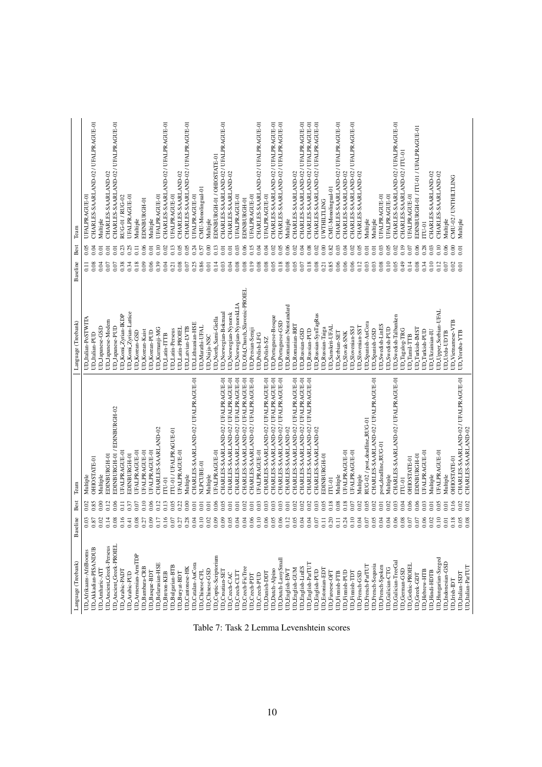| Language (Treebank) | Baseline | Best | Team | Language (Treebank) | Baseline | Best | Team |
|---|---|---|---|---|---|---|---|
| UD_Afrikaans-AfriBooms | 0.03 | 0.02 | Multiple | UD_Italian-PoSTWITA | 0.11 | 0.05 | UFALPRAGUE-01 |
| UD_Akkadian-PISANDUB | 0.87 | 0.85 | OHIOSTATE-01 | UD_Italian-PUD | 0.08 | 0.04 | CHARLES-SAARLAND-02 / UFALPRAGUE-01 |
| UD_Amharic-ATT | 0.02 | 0.00 | Multiple | UD_Japanese-GSD | 0.04 | 0.01 | Multiple |
| UD_Ancient_Greek-Perseus | 0.14 | 0.12 | EDINBURGH-01 | UD_Japanese-Modern | 0.07 | 0.01 | CHARLES-SAARLAND-02 |
| UD_Ancient_Greek-PROIEL | 0.08 | 0.06 | EDINBURGH-01 / EDINBURGH-02 | UD_Japanese-PUD | 0.07 | 0.01 | CHARLES-SAARLAND-02 / UFALPRAGUE-01 |
| UD_Arabic-PADT | 0.16 | 0.11 | UFALPRAGUE-01 | UD_Komi_Zyrian-IKDP | 0.38 | 0.23 | RUG-01 / RUG-02 |
| UD_Arabic-PUD | 0.41 | 0.37 | EDINBURGH-01 | UD_Komi_Zyrian-Lattice | 0.34 | 0.25 | UFALPRAGUE-01 |
| UD_Armenian-ArmTDP | 0.08 | 0.07 | UFALPRAGUE-01 | UD_Korean-GSD | 0.18 | 0.11 | Multiple |
| UD_Bambara-CRB | 0.27 | 0.10 | UFALPRAGUE-01 | UD_Korean-Kaist | 0.09 | 0.06 | EDINBURGH-01 |
| UD_Basque-BDT | 0.09 | 0.06 | UFALPRAGUE-01 | UD_Korean-PUD | 0.06 | 0.01 | Multiple |
| UD_Belarusian-HSE | 0.17 | 0.12 | CHARLES-SAARLAND-02 | UD_Kurmanji-MG | 0.39 | 0.10 | UFALPRAGUE-01 |
| UD_Breton-KEB | 0.16 | 0.13 | ITU-01 | UD_Latin-ITTB | 0.04 | 0.02 | CHARLES-SAARLAND-02 / UFALPRAGUE-01 |
| UD_Bulgarian-BTB | 0.07 | 0.05 | ITU-01 / UFALPRAGUE-01 | UD_Latin-Perseus | 0.21 | 0.13 | UFALPRAGUE-01 |
| UD_Buryat-BDT | 0.27 | 0.22 | UFALPRAGUE-01 | UD_Latin-PROIEL | 0.08 | 0.05 | CHARLES-SAARLAND-02 |
| UD_Cantonese-HK | 0.28 | 0.00 | Multiple | UD_Latvian-LVTB | 0.07 | 0.05 | CHARLES-SAARLAND-02 / UFALPRAGUE-01 |
| UD_Catalan-AnCora | 0.04 | 0.01 | CHARLES-SAARLAND-02 / UFALPRAGUE-01 | UD_Lithuanian-HSE | 0.25 | 0.24 | UFALPRAGUE-01 |
| UD_Chinese-CFL | 0.10 | 0.01 | NLPCUBE-01 | UD_Marathi-UFAL | 0.86 | 0.57 | CMU-Monolingual-01 |
| UD_Chinese-GSD | 0.02 | 0.01 | Multiple | UD_Naija-NSC | 0.01 | 0.00 | Multiple |
| UD_Coptic-Scriptorium | 0.09 | 0.06 | UFALPRAGUE-01 | UD_North_Sami-Giella | 0.14 | 0.13 | EDINBURGH-01 / OHIOSTATE-01 |
| UD_Croatian-SET | 0.09 | 0.05 | CHARLES-SAARLAND-02 / UFALPRAGUE-01 | UD_Norwegian-Bokmaal | 0.03 | 0.01 | CHARLES-SAARLAND-02 / UFALPRAGUE-01 |
| UD_Czech-CAC | 0.05 | 0.01 | CHARLES-SAARLAND-02 / UFALPRAGUE-01 | UD_Norwegian-Nynorsk | 0.04 | 0.01 | CHARLES-SAARLAND-02 |
| UD_Czech-CLTT | 0.04 | 0.01 | CHARLES-SAARLAND-02 / UFALPRAGUE-01 | UD_Norwegian-NynorskLIA | 0.08 | 0.03 | UFALPRAGUE-01 |
| UD_Czech-FicTree | 0.04 | 0.02 | CHARLES-SAARLAND-02 / UFALPRAGUE-01 | UD_Old_Church_Slavonic-PROIEL | 0.08 | 0.06 | EDINBURGH-01 |
| UD_Czech-PDT | 0.06 | 0.01 | CHARLES-SAARLAND-02 / UFALPRAGUE-01 | UD_Persian-Seraji | 0.19 | 0.15 | UFALPRAGUE-01 |
| UD_Czech-PUD | 0.10 | 0.03 | UFALPRAGUE-01 | UD_Polish-LFG | 0.08 | 0.04 | CHARLES-SAARLAND-02 / UFALPRAGUE-01 |
| UD_Danish-DDT | 0.06 | 0.03 | CHARLES-SAARLAND-02 / UFALPRAGUE-01 | UD_Polish-SZ | 0.08 | 0.04 | UFALPRAGUE-01 |
| UD_Dutch-Alpino | 0.05 | 0.03 | CHARLES-SAARLAND-02 / UFALPRAGUE-01 | UD_Portuguese-Bosque | 0.05 | 0.02 | CHARLES-SAARLAND-02 / UFALPRAGUE-01 |
| UD_Dutch-LassySmall | 0.06 | 0.03 | CHARLES-SAARLAND-02 / UFALPRAGUE-01 | UD_Portuguese-GSD | 0.18 | 0.05 | CHARLES-SAARLAND-02 / UFALPRAGUE-01 |
| UD_English-EWT | 0.12 | 0.01 | CHARLES-SAARLAND-02 | UD_Romanian-Nonstandard | 0.08 | 0.06 | Multiple |
| UD_English-GUM | 0.05 | 0.02 | CHARLES-SAARLAND-02 / UFALPRAGUE-01 | UD_Romanian-RRT | 0.05 | 0.02 | CHARLES-SAARLAND-02 |
| UD_English-LinES | 0.04 | 0.02 | CHARLES-SAARLAND-02 / UFALPRAGUE-01 | UD_Russian-GSD | 0.07 | 0.04 | CHARLES-SAARLAND-02 / UFALPRAGUE-01 |
| UD_English-ParTUT | 0.04 | 0.02 | CHARLES-SAARLAND-02 / UFALPRAGUE-01 | UD_Russian-PUD | 0.18 | 0.08 | CHARLES-SAARLAND-02 / UFALPRAGUE-01 |
| UD_English-PUD | 0.07 | 0.03 | CHARLES-SAARLAND-02 | UD_Russian-SynTagRus | 0.08 | 0.02 | CHARLES-SAARLAND-02 / UFALPRAGUE-01 |
| UD_Estonian-EDT | 0.11 | 0.05 | EDINBURGH-01 | UD_Russian-Taiga | 0.21 | 0.00 | UWTHILTLING |
| UD_Faroese-OFT | 0.20 | 0.18 | ITU-01 | UD_Sanskrit-UFAL | 0.85 | 0.82 | CMU-Monolingual-01 |
| UD_Finnish-FTB | 0.11 | 0.08 | Multiple | UD_Serbian-SET | 0.06 | 0.03 | CHARLES-SAARLAND-02 / UFALPRAGUE-01 |
| UD_Finnish-PUD | 0.24 | 0.18 | UFALPRAGUE-01 | UD_Slovak-SNK | 0.06 | 0.04 | CHARLES-SAARLAND-02 |
| UD_Finnish-TDT | 0.10 | 0.07 | UFALPRAGUE-01 | UD_Slovenian-SSJ | 0.06 | 0.02 | CHARLES-SAARLAND-02 / UFALPRAGUE-01 |
| UD_French-GSD | 0.04 | 0.02 | Multiple | UD_Slovenian-SST | 0.12 | 0.05 | CHARLES-SAARLAND-02 |
| UD_French-ParTUT | 0.07 | 0.05 | RUG-02 / post_deadline_RUG-01 | UD_Spanish-AnCora | 0.03 | 0.01 | Multiple |
| UD_French-Sequoia | 0.05 | 0.02 | CHARLES-SAARLAND-02 / UFALPRAGUE-01 | UD_Spanish-GSD | 0.03 | 0.01 | Multiple |
| UD_French-Spoken | 0.04 | 0.01 | post_deadline_RUG-01 | UD_Swedish-LinES | 0.08 | 0.03 | UFALPRAGUE-01 |
| UD_Galician-CTG | 0.04 | 0.02 | Multiple | UD_Swedish-PUD | 0.10 | 0.05 | UFALPRAGUE-01 |
| UD_Galician-TreeGal | 0.06 | 0.03 | CHARLES-SAARLAND-02 / UFALPRAGUE-01 | UD_Swedish-Talbanken | 0.05 | 0.02 | CHARLES-SAARLAND-02 / UFALPRAGUE-01 |
| UD_German-GSD | 0.08 | 0.04 | ITU-01 | UD_Tagalog-TRG | 0.49 | 0.19 | CHARLES-SAARLAND-02 / ITU-01 |
| UD_Gothic-PROIEL | 0.07 | 0.06 | OHIOSTATE-01 | UD_Tamil-TTB | 0.14 | 0.07 | UFALPRAGUE-01 |
| UD_Greek-GDT | 0.07 | 0.06 | EDINBURGH-01 | UD_Turkish-IMST | 0.08 | 0.06 | EDINBURGH-01 / ITU-01 / UFALPRAGUE-01 |
| UD_Hebrew-HTB | 0.06 | 0.03 | UFALPRAGUE-01 | UD_Turkish-PUD | 0.34 | 0.28 | ITU-01 |
| UD_Hindi-HDTB | 0.02 | 0.01 | Multiple | UD_Ukrainian-IU | 0.10 | 0.03 | CHARLES-SAARLAND-02 |
| UD_Hungarian-Szeged | 0.10 | 0.05 | UFALPRAGUE-01 | UD_Upper_Sorbian-UFAL | 0.12 | 0.10 | CHARLES-SAARLAND-02 |
| UD_Indonesian-GSD | 0.01 | 0.01 | Multiple | UD_Urdu-UDTB | 0.07 | 0.06 | Multiple |
| UD_Irish-IDT | 0.18 | 0.16 | OHIOSTATE-01 | UD_Vietnamese-VTB | 0.02 | 0.00 | CMU-02 / UNTHILTLING |
| UD_Italian-ISDT | 0.05 | 0.02 | CHARLES-SAARLAND-02 / UFALPRAGUE-01 | UD_Yoruba-YTB | 0.01 | 0.01 | Multiple |
| UD_Italian-ParTUT | 0.08 | 0.02 | CHARLES-SAARLAND-02 | | | | |

Table 7: Task 2 Lemma Levenshtein scores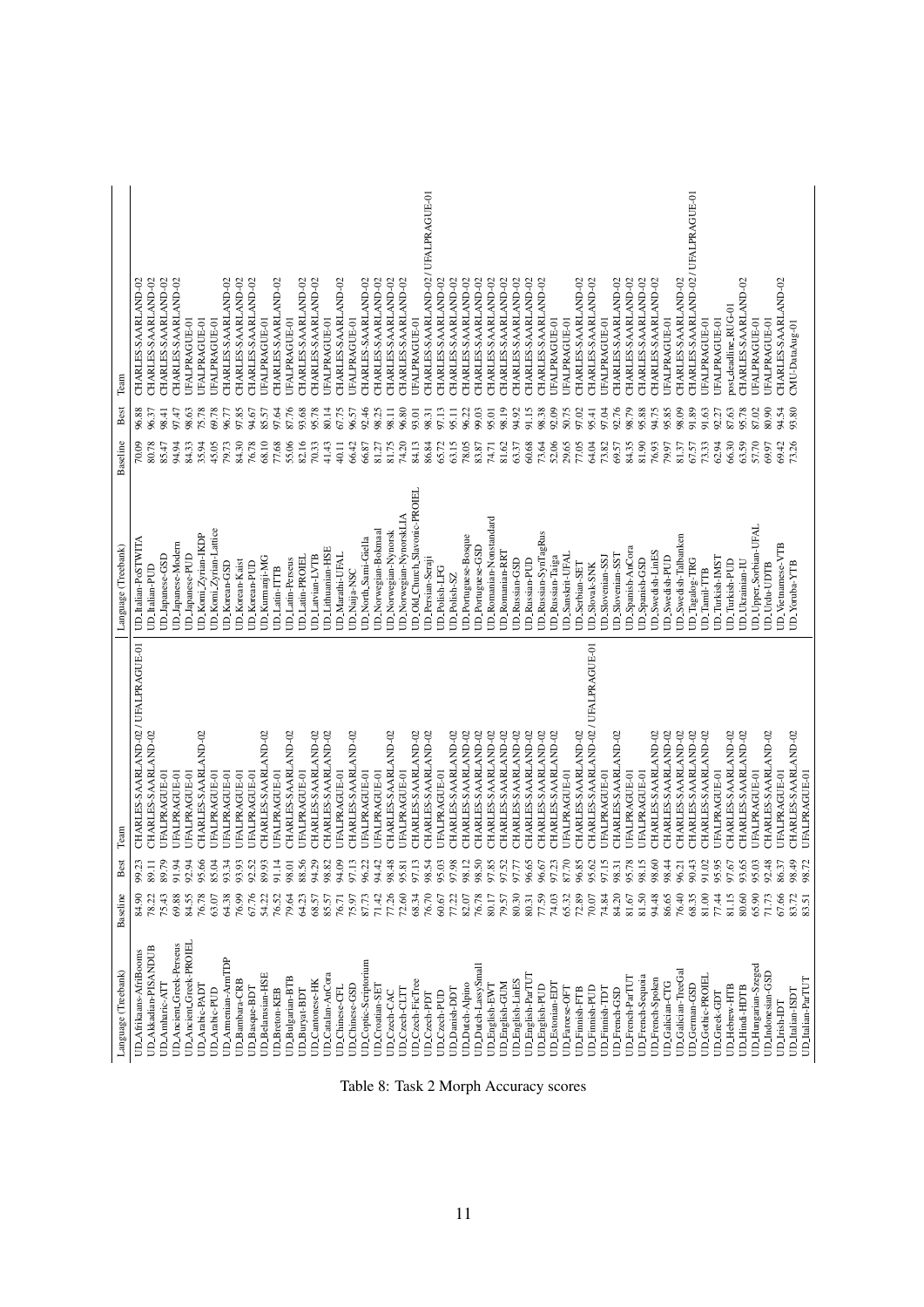| Language (Treebank) | Baseline | Best | Team | Language (Treebank) | Baseline | Best | Team |
|---|---|---|---|---|---|---|---|
| UD_Afrikaans-AfriBooms | 84.90 | 99.23 | CHARLES-SAARLAND-02 / UFALPRAGUE-01 | UD_Italian-PoSTWITA | 70.09 | 96.88 | CHARLES-SAARLAND-02 |
| UD_Akkadian-PISANDUB | 78.22 | 89.11 | CHARLES-SAARLAND-02 | UD_Italian-PUD | 80.78 | 96.37 | CHARLES-SAARLAND-02 |
| UD_Amharic-ATT | 75.43 | 89.79 | UFALPRAGUE-01 | UD_Japanese-GSD | 85.47 | 98.41 | CHARLES-SAARLAND-02 |
| UD_Ancient_Greek-Perseus | 69.88 | 91.94 | UFALPRAGUE-01 | UD_Japanese-Modern | 94.94 | 97.47 | CHARLES-SAARLAND-02 |
| UD_Ancient_Greek-PROIEL | 84.55 | 92.94 | UFALPRAGUE-01 | UD_Japanese-PUD | 84.33 | 98.63 | UFALPRAGUE-01 |
| UD_Arabic-PADT | 76.78 | 95.66 | CHARLES-SAARLAND-02 | UD_Komi_Zyrian-IKDP | 35.94 | 75.78 | UFALPRAGUE-01 |
| UD_Arabic-PUD | 63.07 | 85.04 | UFALPRAGUE-01 | UD_Komi_Zyrian-Lattice | 45.05 | 69.78 | UFALPRAGUE-01 |
| UD_Armenian-ArmTDP | 64.38 | 93.34 | UFALPRAGUE-01 | UD_Korean-GSD | 79.73 | 96.77 | CHARLES-SAARLAND-02 |
| UD_Bambara-CRB | 76.99 | 93.93 | UFALPRAGUE-01 | UD_Korean-Kaist | 84.30 | 97.85 | CHARLES-SAARLAND-02 |
| UD_Basque-BDT | 67.76 | 92.52 | UFALPRAGUE-01 | UD_Korean-PUD | 76.78 | 94.67 | CHARLES-SAARLAND-02 |
| UD_Belarusian-HSE | 54.22 | 89.93 | CHARLES-SAARLAND-02 | UD_Kurmanji-MG | 68.10 | 85.57 | UFALPRAGUE-01 |
| UD_Breton-KEB | 76.52 | 91.14 | UFALPRAGUE-01 | UD_Latin-ITTB | 77.68 | 97.64 | CHARLES-SAARLAND-02 |
| UD_Bulgarian-BTB | 79.64 | 98.01 | CHARLES-SAARLAND-02 | UD_Latin-Perseus | 55.06 | 87.76 | UFALPRAGUE-01 |
| UD_Buryat-BDT | 64.23 | 88.56 | UFALPRAGUE-01 | UD_Latin-PROIEL | 82.16 | 93.68 | CHARLES-SAARLAND-02 |
| UD_Cantonese-HK | 68.57 | 94.29 | CHARLES-SAARLAND-02 | UD_Latvian-LVTB | 70.33 | 95.78 | CHARLES-SAARLAND-02 |
| UD_Catalan-AnCora | 85.57 | 98.82 | CHARLES-SAARLAND-02 | UD_Lithuanian-HSE | 41.43 | 80.14 | UFALPRAGUE-01 |
| UD_Chinese-CFL | 76.71 | 94.09 | UFALPRAGUE-01 | UD_Marathi-UFAL | 40.11 | 67.75 | CHARLES-SAARLAND-02 |
| UD_Chinese-GSD | 75.97 | 97.13 | CHARLES-SAARLAND-02 | UD_Naija-NSC | 66.42 | 96.57 | UFALPRAGUE-01 |
| UD_Coptic-Scriptorium | 87.73 | 96.22 | UFALPRAGUE-01 | UD_North_Sami-Giella | 66.87 | 92.46 | CHARLES-SAARLAND-02 |
| UD_Croatian-SET | 71.42 | 94.42 | UFALPRAGUE-01 | UD_Norwegian-Bokmaal | 81.27 | 98.25 | CHARLES-SAARLAND-02 |
| UD_Czech-CAC | 77.26 | 98.48 | CHARLES-SAARLAND-02 | UD_Norwegian-Nynorsk | 81.75 | 98.11 | CHARLES-SAARLAND-02 |
| UD_Czech-CLTT | 72.60 | 95.81 | UFALPRAGUE-01 | UD_Norwegian-NynorskLIA | 74.20 | 96.80 | CHARLES-SAARLAND-02 |
| UD_Czech-FicTree | 68.34 | 97.13 | CHARLES-SAARLAND-02 | UD_Old_Church_Slavonic-PROIEL | 84.13 | 93.01 | UFALPRAGUE-01 |
| UD_Czech-PDT | 76.70 | 98.54 | CHARLES-SAARLAND-02 | UD_Persian-Seraji | 86.84 | 98.31 | CHARLES-SAARLAND-02 / UFALPRAGUE-01 |
| UD_Czech-PUD | 60.67 | 95.03 | UFALPRAGUE-01 | UD_Polish-LFG | 65.72 | 97.13 | CHARLES-SAARLAND-02 |
| UD_Danish-DDT | 77.22 | 97.98 | CHARLES-SAARLAND-02 | UD_Polish-SZ | 63.15 | 95.11 | CHARLES-SAARLAND-02 |
| UD_Dutch-Alpino | 82.07 | 98.12 | CHARLES-SAARLAND-02 | UD_Portuguese-Bosque | 78.05 | 96.22 | CHARLES-SAARLAND-02 |
| UD_Dutch-LassySmall | 76.78 | 98.50 | CHARLES-SAARLAND-02 | UD_Portuguese-GSD | 83.87 | 99.03 | CHARLES-SAARLAND-02 |
| UD_English-EWT | 80.17 | 97.85 | CHARLES-SAARLAND-02 | UD_Romanian-Nonstandard | 74.71 | 95.01 | CHARLES-SAARLAND-02 |
| UD_English-GUM | 79.57 | 97.52 | CHARLES-SAARLAND-02 | UD_Romanian-RRT | 81.62 | 98.19 | CHARLES-SAARLAND-02 |
| UD_English-LinES | 80.30 | 97.77 | CHARLES-SAARLAND-02 | UD_Russian-GSD | 63.37 | 94.92 | CHARLES-SAARLAND-02 |
| UD_English-ParTUT | 80.31 | 96.65 | CHARLES-SAARLAND-02 | UD_Russian-PUD | 60.68 | 91.15 | CHARLES-SAARLAND-02 |
| UD_English-PUD | 77.59 | 96.67 | CHARLES-SAARLAND-02 | UD_Russian-SynTagRus | 73.64 | 98.38 | CHARLES-SAARLAND-02 |
| UD_Estonian-EDT | 74.03 | 97.23 | CHARLES-SAARLAND-02 | UD_Russian-Taiga | 52.06 | 92.09 | UFALPRAGUE-01 |
| UD_Faroese-OFT | 65.32 | 87.70 | UFALPRAGUE-01 | UD_Sanskrit-UFAL | 29.65 | 50.75 | UFALPRAGUE-01 |
| UD_Finnish-FTB | 72.89 | 96.85 | CHARLES-SAARLAND-02 | UD_Serbian-SET | 77.05 | 97.02 | CHARLES-SAARLAND-02 |
| UD_Finnish-PUD | 70.07 | 95.62 | CHARLES-SAARLAND-02 / UFALPRAGUE-01 | UD_Slovak-SNK | 64.04 | 95.41 | CHARLES-SAARLAND-02 |
| UD_Finnish-TDT | 74.84 | 97.15 | UFALPRAGUE-01 | UD_Slovenian-SSJ | 73.82 | 97.04 | UFALPRAGUE-01 |
| UD_French-GSD | 84.20 | 98.31 | CHARLES-SAARLAND-02 | UD_Slovenian-SST | 69.57 | 92.76 | CHARLES-SAARLAND-02 |
| UD_French-ParTUT | 81.67 | 95.78 | UFALPRAGUE-01 | UD_Spanish-AnCora | 84.35 | 98.79 | CHARLES-SAARLAND-02 |
| UD_French-Sequoia | 81.50 | 98.15 | UFALPRAGUE-01 | UD_Spanish-GSD | 81.90 | 95.88 | CHARLES-SAARLAND-02 |
| UD_French-Spoken | 94.48 | 98.60 | CHARLES-SAARLAND-02 | UD_Swedish-LinES | 76.93 | 94.75 | CHARLES-SAARLAND-02 |
| UD_Galician-CTG | 86.65 | 98.44 | CHARLES-SAARLAND-02 | UD_Swedish-PUD | 79.97 | 95.85 | UFALPRAGUE-01 |
| UD_Galician-TreeGal | 76.40 | 96.21 | CHARLES-SAARLAND-02 | UD_Swedish-Talbanken | 81.37 | 98.09 | CHARLES-SAARLAND-02 |
| UD_German-GSD | 68.35 | 90.43 | CHARLES-SAARLAND-02 | UD_Tagalog-TRG | 67.57 | 91.89 | CHARLES-SAARLAND-02 / UFALPRAGUE-01 |
| UD_Gothic-PROIEL | 81.00 | 91.02 | CHARLES-SAARLAND-02 | UD_Tamil-TTB | 73.33 | 91.63 | UFALPRAGUE-01 |
| UD_Greek-GDT | 77.44 | 95.95 | UFALPRAGUE-01 | UD_Turkish-IMST | 62.94 | 92.27 | UFALPRAGUE-01 |
| UD_Hebrew-HTB | 81.15 | 97.67 | CHARLES-SAARLAND-02 | UD_Turkish-PUD | 66.30 | 87.63 | post_deadline_RUG-01 |
| UD_Hindi-HDTB | 80.60 | 93.65 | CHARLES-SAARLAND-02 | UD_Ukrainian-IU | 63.59 | 95.78 | CHARLES-SAARLAND-02 |
| UD_Hungarian-Szeged | 65.90 | 95.03 | UFALPRAGUE-01 | UD_Upper_Sorbian-UFAL | 57.70 | 87.02 | UFALPRAGUE-01 |
| UD_Indonesian-GSD | 71.73 | 92.48 | CHARLES-SAARLAND-02 | UD_Urdu-UDTB | 69.97 | 80.90 | UFALPRAGUE-01 |
| UD_Irish-IDT | 67.66 | 86.37 | UFALPRAGUE-01 | UD_Vietnamese-VTB | 69.42 | 94.54 | CHARLES-SAARLAND-02 |
| UD_Italian-ISDT | 83.72 | 98.49 | CHARLES-SAARLAND-02 | UD_Yoruba-YTB | 73.26 | 93.80 | CMU-DataAug-01 |
| UD_Italian-ParTUT | 83.51 | 98.72 | UFALPRAGUE-01 | | | | |

Table 8: Task 2 Morph Accuracy scores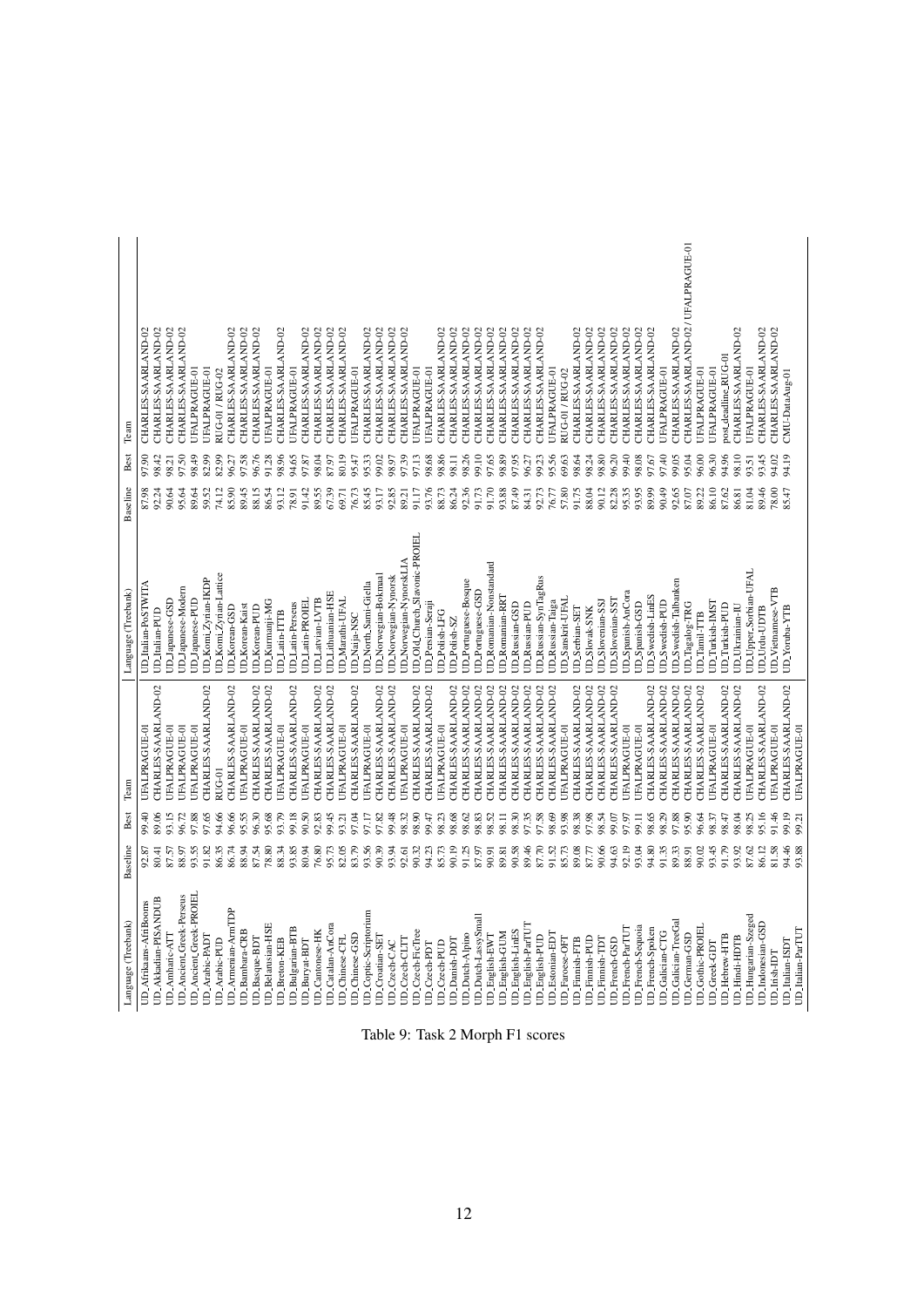| Language (Treebank) | Baseline | Best | Team | Language (Treebank) | Baseline | Best | Team |
|---|---|---|---|---|---|---|---|
| UD_Afrikaans-AfriBooms | 92.87 | 99.40 | UFALPRAGUE-01 | UD_Italian-PoSTWITA | 87.98 | 97.90 | CHARLES-SAARLAND-02 |
| UD_Akkadian-PISANDUB | 80.41 | 89.06 | CHARLES-SAARLAND-02 | UD_Italian-PUD | 92.24 | 98.42 | CHARLES-SAARLAND-02 |
| UD_Amharic-ATT | 87.57 | 93.15 | UFALPRAGUE-01 | UD_Japanese-GSD | 90.64 | 98.21 | CHARLES-SAARLAND-02 |
| UD_Ancient_Greek-Perseus | 88.97 | 96.72 | UFALPRAGUE-01 | UD_Japanese-Modern | 95.64 | 97.50 | CHARLES-SAARLAND-02 |
| UD_Ancient_Greek-PROIEL | 93.55 | 97.88 | UFALPRAGUE-01 | UD_Japanese-PUD | 89.64 | 98.49 | UFALPRAGUE-01 |
| UD_Arabic-PADT | 91.82 | 97.65 | CHARLES-SAARLAND-02 | UD_Komi_Zyrian-IKDP | 59.52 | 82.99 | UFALPRAGUE-01 |
| UD_Arabic-PUD | 86.35 | 94.66 | RUG-01 | UD_Komi_Zyrian-Lattice | 74.12 | 82.99 | RUG-01 / RUG-02 |
| UD_Armenian-ArmTDP | 86.74 | 96.66 | CHARLES-SAARLAND-02 | UD_Korean-GSD | 85.90 | 96.27 | CHARLES-SAARLAND-02 |
| UD_Bambara-CRB | 88.94 | 95.55 | UFALPRAGUE-01 | UD_Korean-Kaist | 89.45 | 97.58 | CHARLES-SAARLAND-02 |
| UD_Basque-BDT | 87.54 | 96.30 | CHARLES-SAARLAND-02 | UD_Korean-PUD | 88.15 | 96.76 | CHARLES-SAARLAND-02 |
| UD_Belarusian-HSE | 78.80 | 95.68 | CHARLES-SAARLAND-02 | UD_Kurmanji-MG | 86.54 | 91.28 | UFALPRAGUE-01 |
| UD_Breton-KEB | 88.34 | 93.79 | UFALPRAGUE-01 | UD_Latin-ITTB | 93.12 | 98.96 | CHARLES-SAARLAND-02 |
| UD_Bulgarian-BTB | 93.85 | 99.18 | CHARLES-SAARLAND-02 | UD_Latin-Perseus | 78.91 | 94.65 | UFALPRAGUE-01 |
| UD_Buryat-BDT | 80.94 | 90.50 | UFALPRAGUE-01 | UD_Latin-PROIEL | 91.42 | 97.87 | CHARLES-SAARLAND-02 |
| UD_Cantonese-HK | 76.80 | 92.83 | CHARLES-SAARLAND-02 | UD_Latvian-LVTB | 89.55 | 98.04 | CHARLES-SAARLAND-02 |
| UD_Catalan-AnCora | 95.73 | 99.45 | CHARLES-SAARLAND-02 | UD_Lithuanian-HSE | 67.39 | 87.97 | CHARLES-SAARLAND-02 |
| UD_Chinese-CFL | 82.05 | 93.21 | UFALPRAGUE-01 | UD_Marathi-UFAL | 69.71 | 80.19 | CHARLES-SAARLAND-02 |
| UD_Chinese-GSD | 83.79 | 97.04 | CHARLES-SAARLAND-02 | UD_Naija-NSC | 76.73 | 95.47 | UFALPRAGUE-01 |
| UD_Coptic-Scriptorium | 93.56 | 97.17 | UFALPRAGUE-01 | UD_North_Sami-Giella | 85.45 | 95.33 | CHARLES-SAARLAND-02 |
| UD_Croatian-SET | 90.39 | 97.82 | CHARLES-SAARLAND-02 | UD_Norwegian-Bokmaal | 93.17 | 99.02 | CHARLES-SAARLAND-02 |
| UD_Czech-CAC | 93.94 | 99.48 | CHARLES-SAARLAND-02 | UD_Norwegian-Nynorsk | 92.85 | 98.97 | CHARLES-SAARLAND-02 |
| UD_Czech-CLTT | 92.61 | 98.32 | UFALPRAGUE-01 | UD_Norwegian-NynorskLIA | 89.21 | 97.39 | CHARLES-SAARLAND-02 |
| UD_Czech-FicTree | 90.32 | 98.90 | CHARLES-SAARLAND-02 | UD_Old_Church_Slavonic-PROIEL | 91.17 | 97.13 | UFALPRAGUE-01 |
| UD_Czech-PDT | 94.23 | 99.47 | CHARLES-SAARLAND-02 | UD_Persian-Seraji | 93.76 | 98.68 | UFALPRAGUE-01 |
| UD_Czech-PUD | 85.73 | 98.23 | UFALPRAGUE-01 | UD_Polish-LFG | 88.73 | 98.86 | CHARLES-SAARLAND-02 |
| UD_Danish-DDT | 90.19 | 98.68 | CHARLES-SAARLAND-02 | UD_Polish-SZ | 86.24 | 98.11 | CHARLES-SAARLAND-02 |
| UD_Dutch-Alpino | 91.25 | 98.62 | CHARLES-SAARLAND-02 | UD_Portuguese-Bosque | 92.36 | 98.26 | CHARLES-SAARLAND-02 |
| UD_Dutch-LassySmall | 87.97 | 98.83 | CHARLES-SAARLAND-02 | UD_Portuguese-GSD | 91.73 | 99.10 | CHARLES-SAARLAND-02 |
| UD_English-EWT | 90.91 | 98.52 | CHARLES-SAARLAND-02 | UD_Romanian-Nonstandard | 91.70 | 97.65 | CHARLES-SAARLAND-02 |
| UD_English-GUM | 89.81 | 98.11 | CHARLES-SAARLAND-02 | UD_Romanian-RRT | 93.88 | 98.89 | CHARLES-SAARLAND-02 |
| UD_English-LinES | 90.58 | 98.30 | CHARLES-SAARLAND-02 | UD_Russian-GSD | 87.49 | 97.95 | CHARLES-SAARLAND-02 |
| UD_English-ParTUT | 89.46 | 97.35 | CHARLES-SAARLAND-02 | UD_Russian-PUD | 84.31 | 96.27 | CHARLES-SAARLAND-02 |
| UD_English-PUD | 87.70 | 97.58 | CHARLES-SAARLAND-02 | UD_Russian-SynTagRus | 92.73 | 99.23 | CHARLES-SAARLAND-02 |
| UD_Estonian-EDT | 91.52 | 98.69 | CHARLES-SAARLAND-02 | UD_Russian-Taiga | 76.77 | 95.56 | UFALPRAGUE-01 |
| UD_Faroese-OFT | 85.73 | 93.98 | UFALPRAGUE-01 | UD_Sanskrit-UFAL | 57.80 | 69.63 | RUG-01 / RUG-02 |
| UD_Finnish-FTB | 89.08 | 98.38 | CHARLES-SAARLAND-02 | UD_Serbian-SET | 91.75 | 98.64 | CHARLES-SAARLAND-02 |
| UD_Finnish-PUD | 87.77 | 97.98 | CHARLES-SAARLAND-02 | UD_Slovak-SNK | 88.04 | 98.24 | CHARLES-SAARLAND-02 |
| UD_Finnish-TDT | 90.66 | 98.54 | CHARLES-SAARLAND-02 | UD_Slovenian-SSJ | 90.12 | 98.80 | CHARLES-SAARLAND-02 |
| UD_French-GSD | 94.63 | 99.07 | CHARLES-SAARLAND-02 | UD_Slovenian-SST | 82.28 | 96.20 | CHARLES-SAARLAND-02 |
| UD_French-ParTUT | 92.19 | 97.97 | UFALPRAGUE-01 | UD_Spanish-AnCora | 95.35 | 99.40 | CHARLES-SAARLAND-02 |
| UD_French-Sequoia | 93.04 | 99.11 | UFALPRAGUE-01 | UD_Spanish-GSD | 93.95 | 98.08 | CHARLES-SAARLAND-02 |
| UD_French-Spoken | 94.80 | 98.65 | CHARLES-SAARLAND-02 | UD_Swedish-LinES | 89.99 | 97.67 | CHARLES-SAARLAND-02 |
| UD_Galician-CTG | 91.35 | 98.29 | CHARLES-SAARLAND-02 | UD_Swedish-PUD | 90.49 | 97.40 | UFALPRAGUE-01 |
| UD_Galician-TreeGal | 89.33 | 97.88 | CHARLES-SAARLAND-02 | UD_Swedish-Talbanken | 92.65 | 99.05 | CHARLES-SAARLAND-02 |
| UD_German-GSD | 88.91 | 95.90 | CHARLES-SAARLAND-02 | UD_Tagalog-TRG | 87.07 | 95.04 | CHARLES-SAARLAND-02 / UFALPRAGUE-01 |
| UD_Gothic-PROIEL | 90.02 | 96.64 | CHARLES-SAARLAND-02 | UD_Tamil-TTB | 89.22 | 96.00 | UFALPRAGUE-01 |
| UD_Greek-GDT | 93.45 | 98.37 | UFALPRAGUE-01 | UD_Turkish-IMST | 86.10 | 96.30 | UFALPRAGUE-01 |
| UD_Hebrew-HTB | 91.79 | 98.47 | CHARLES-SAARLAND-02 | UD_Turkish-PUD | 87.62 | 94.96 | post_deadline_RUG-01 |
| UD_Hindi-HDTB | 93.92 | 98.04 | CHARLES-SAARLAND-02 | UD_Ukrainian-IU | 86.81 | 98.10 | CHARLES-SAARLAND-02 |
| UD_Hungarian-Szeged | 87.62 | 98.25 | UFALPRAGUE-01 | UD_Upper_Sorbian-UFAL | 81.04 | 93.51 | UFALPRAGUE-01 |
| UD_Indonesian-GSD | 86.12 | 95.16 | CHARLES-SAARLAND-02 | UD_Urdu-UDTB | 89.46 | 93.45 | CHARLES-SAARLAND-02 |
| UD_Irish-IDT | 81.58 | 91.46 | UFALPRAGUE-01 | UD_Vietnamese-VTB | 78.00 | 94.02 | CHARLES-SAARLAND-02 |
| UD_Italian-ISDT | 94.46 | 99.19 | CHARLES-SAARLAND-02 | UD_Yoruba-YTB | 85.47 | 94.19 | CMU-DataAug-01 |
| UD_Italian-ParTUT | 93.88 | 99.21 | UFALPRAGUE-01 | | | | |

Table 9: Task 2 Morph F1 scores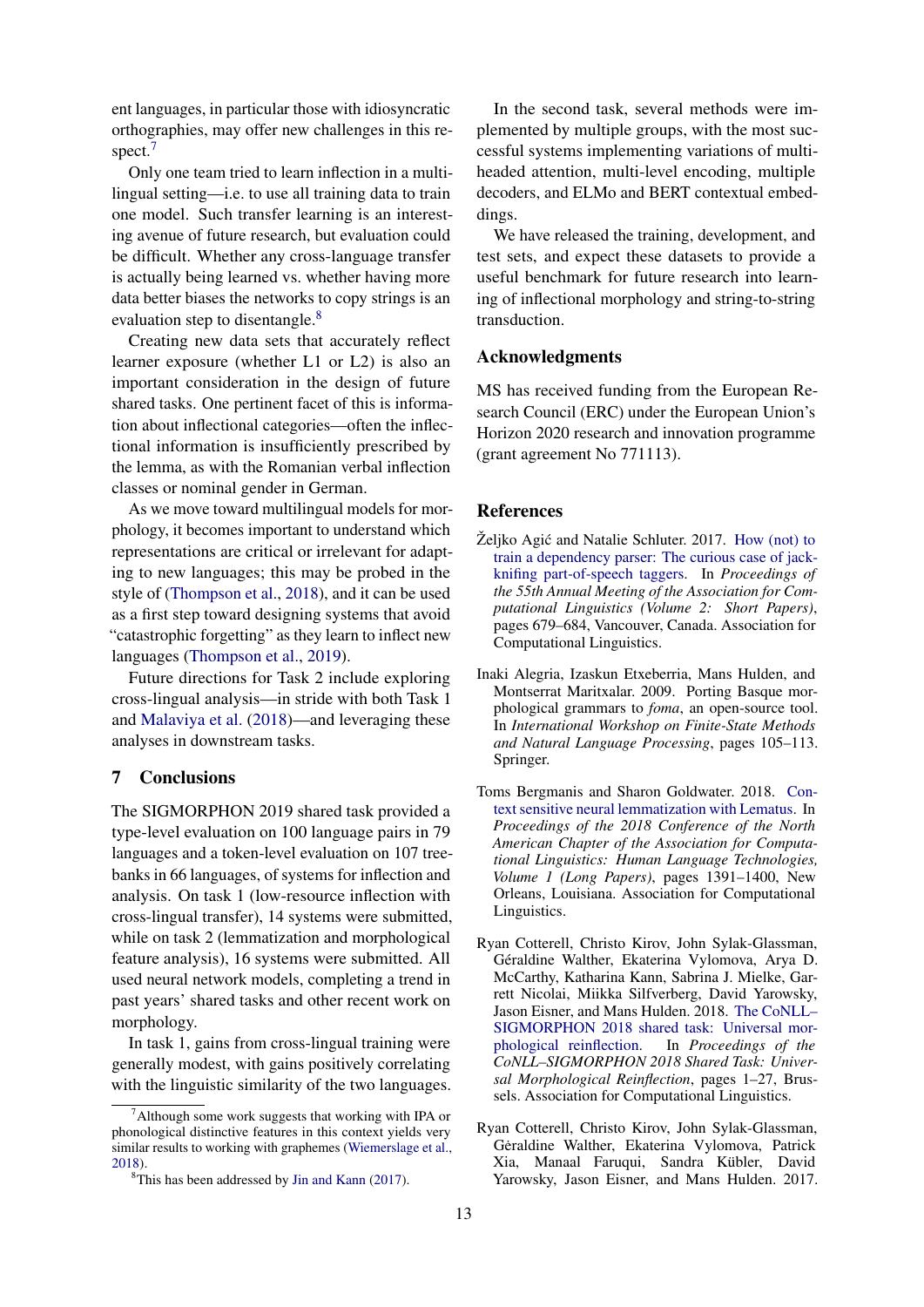ent languages, in particular those with idiosyncratic orthographies, may offer new challenges in this respect.[7]

Only one team tried to learn inflection in a multilingual setting—i.e. to use all training data to train one model. Such transfer learning is an interesting avenue of future research, but evaluation could be difficult. Whether any cross-language transfer is actually being learned vs. whether having more data better biases the networks to copy strings is an evaluation step to disentangle.[8]

Creating new data sets that accurately reflect learner exposure (whether L1 or L2) is also an important consideration in the design of future shared tasks. One pertinent facet of this is information about inflectional categories—often the inflectional information is insufficiently prescribed by the lemma, as with the Romanian verbal inflection classes or nominal gender in German.

As we move toward multilingual models for morphology, it becomes important to understand which representations are critical or irrelevant for adapting to new languages; this may be probed in the style of (Thompson et al., 2018), and it can be used as a first step toward designing systems that avoid "catastrophic forgetting" as they learn to inflect new languages (Thompson et al., 2019).

Future directions for Task 2 include exploring cross-lingual analysis—in stride with both Task 1 and Malaviya et al. (2018)—and leveraging these analyses in downstream tasks.

## 7 Conclusions

The SIGMORPHON 2019 shared task provided a type-level evaluation on 100 language pairs in 79 languages and a token-level evaluation on 107 treebanks in 66 languages, of systems for inflection and analysis. On task 1 (low-resource inflection with cross-lingual transfer), 14 systems were submitted, while on task 2 (lemmatization and morphological feature analysis), 16 systems were submitted. All used neural network models, completing a trend in past years' shared tasks and other recent work on morphology.

In task 1, gains from cross-lingual training were generally modest, with gains positively correlating with the linguistic similarity of the two languages.

In the second task, several methods were implemented by multiple groups, with the most successful systems implementing variations of multi-headed attention, multi-level encoding, multiple decoders, and ELMo and BERT contextual embeddings.

We have released the training, development, and test sets, and expect these datasets to provide a useful benchmark for future research into learning of inflectional morphology and string-to-string transduction.

## Acknowledgments

MS has received funding from the European Research Council (ERC) under the European Union's Horizon 2020 research and innovation programme (grant agreement No 771113).

## References

Željko Agić and Natalie Schluter. 2017. How (not) to train a dependency parser: The curious case of jackknifing part-of-speech taggers. In *Proceedings of the 55th Annual Meeting of the Association for Computational Linguistics (Volume 2: Short Papers)*, pages 679–684, Vancouver, Canada. Association for Computational Linguistics.

Inaki Alegria, Izaskun Etxeberria, Mans Hulden, and Montserrat Maritxalar. 2009. Porting Basque morphological grammars to *foma*, an open-source tool. In *International Workshop on Finite-State Methods and Natural Language Processing*, pages 105–113. Springer.

Toms Bergmanis and Sharon Goldwater. 2018. Context sensitive neural lemmatization with Lematus. In *Proceedings of the 2018 Conference of the North American Chapter of the Association for Computational Linguistics: Human Language Technologies, Volume 1 (Long Papers)*, pages 1391–1400, New Orleans, Louisiana. Association for Computational Linguistics.

Ryan Cotterell, Christo Kirov, John Sylak-Glassman, Géraldine Walther, Ekaterina Vylomova, Arya D. McCarthy, Katharina Kann, Sabrina J. Mielke, Garrett Nicolai, Miikka Silfverberg, David Yarowsky, Jason Eisner, and Mans Hulden. 2018. The CoNLL–SIGMORPHON 2018 shared task: Universal morphological reinflection. In *Proceedings of the CoNLL–SIGMORPHON 2018 Shared Task: Universal Morphological Reinflection*, pages 1–27, Brussels. Association for Computational Linguistics.

Ryan Cotterell, Christo Kirov, John Sylak-Glassman, Gèraldine Walther, Ekaterina Vylomova, Patrick Xia, Manaal Faruqui, Sandra Kübler, David Yarowsky, Jason Eisner, and Mans Hulden. 2017.

[7] Although some work suggests that working with IPA or phonological distinctive features in this context yields very similar results to working with graphemes (Wiemerslage et al., 2018).

[8] This has been addressed by Jin and Kann (2017).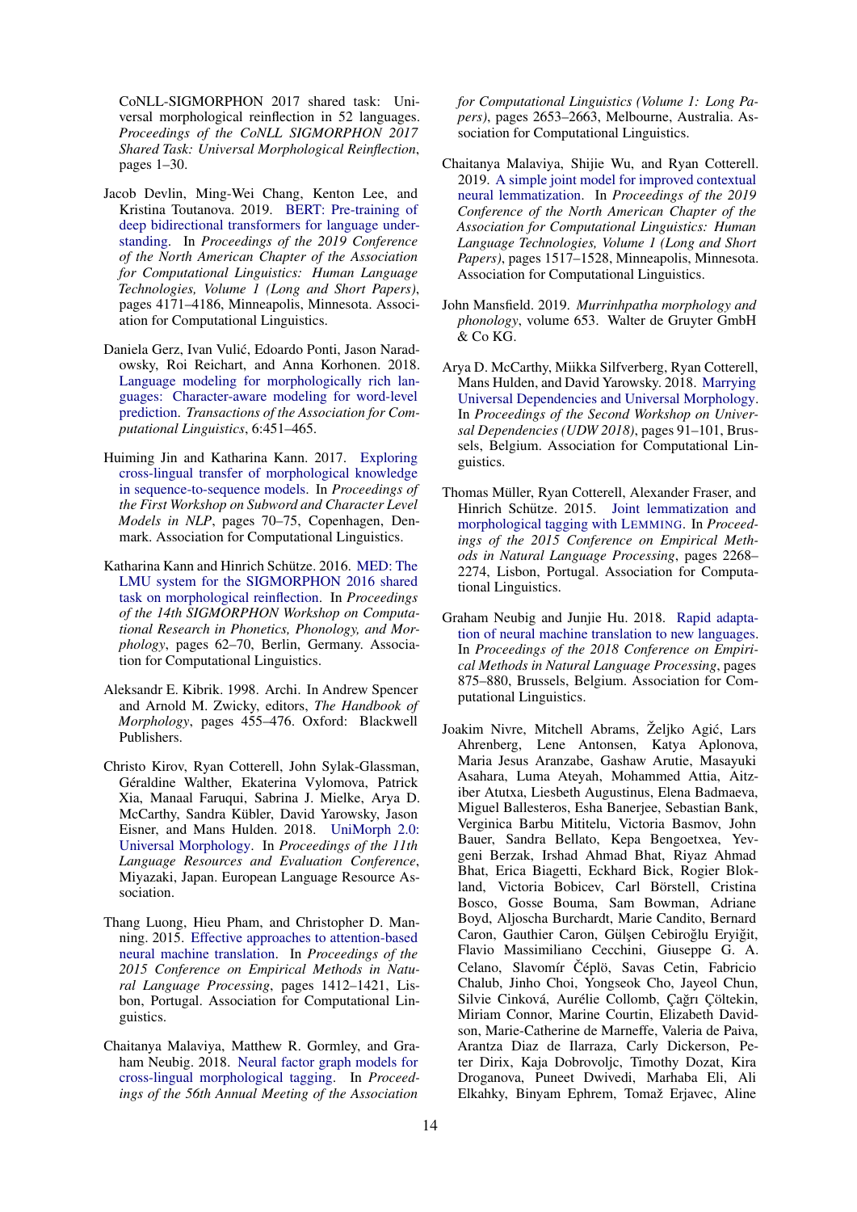CoNLL-SIGMORPHON 2017 shared task: Universal morphological reinflection in 52 languages. *Proceedings of the CoNLL SIGMORPHON 2017 Shared Task: Universal Morphological Reinflection*, pages 1–30.

Jacob Devlin, Ming-Wei Chang, Kenton Lee, and Kristina Toutanova. 2019. BERT: Pre-training of deep bidirectional transformers for language understanding. In *Proceedings of the 2019 Conference of the North American Chapter of the Association for Computational Linguistics: Human Language Technologies, Volume 1 (Long and Short Papers)*, pages 4171–4186, Minneapolis, Minnesota. Association for Computational Linguistics.

Daniela Gerz, Ivan Vulić, Edoardo Ponti, Jason Naradowsky, Roi Reichart, and Anna Korhonen. 2018. Language modeling for morphologically rich languages: Character-aware modeling for word-level prediction. *Transactions of the Association for Computational Linguistics*, 6:451–465.

Huiming Jin and Katharina Kann. 2017. Exploring cross-lingual transfer of morphological knowledge in sequence-to-sequence models. In *Proceedings of the First Workshop on Subword and Character Level Models in NLP*, pages 70–75, Copenhagen, Denmark. Association for Computational Linguistics.

Katharina Kann and Hinrich Schütze. 2016. MED: The LMU system for the SIGMORPHON 2016 shared task on morphological reinflection. In *Proceedings of the 14th SIGMORPHON Workshop on Computational Research in Phonetics, Phonology, and Morphology*, pages 62–70, Berlin, Germany. Association for Computational Linguistics.

Aleksandr E. Kibrik. 1998. Archi. In Andrew Spencer and Arnold M. Zwicky, editors, *The Handbook of Morphology*, pages 455–476. Oxford: Blackwell Publishers.

Christo Kirov, Ryan Cotterell, John Sylak-Glassman, Géraldine Walther, Ekaterina Vylomova, Patrick Xia, Manaal Faruqui, Sabrina J. Mielke, Arya D. McCarthy, Sandra Kübler, David Yarowsky, Jason Eisner, and Mans Hulden. 2018. UniMorph 2.0: Universal Morphology. In *Proceedings of the 11th Language Resources and Evaluation Conference*, Miyazaki, Japan. European Language Resource Association.

Thang Luong, Hieu Pham, and Christopher D. Manning. 2015. Effective approaches to attention-based neural machine translation. In *Proceedings of the 2015 Conference on Empirical Methods in Natural Language Processing*, pages 1412–1421, Lisbon, Portugal. Association for Computational Linguistics.

Chaitanya Malaviya, Matthew R. Gormley, and Graham Neubig. 2018. Neural factor graph models for cross-lingual morphological tagging. In *Proceedings of the 56th Annual Meeting of the Association for Computational Linguistics (Volume 1: Long Papers)*, pages 2653–2663, Melbourne, Australia. Association for Computational Linguistics.

Chaitanya Malaviya, Shijie Wu, and Ryan Cotterell. 2019. A simple joint model for improved contextual neural lemmatization. In *Proceedings of the 2019 Conference of the North American Chapter of the Association for Computational Linguistics: Human Language Technologies, Volume 1 (Long and Short Papers)*, pages 1517–1528, Minneapolis, Minnesota. Association for Computational Linguistics.

John Mansfield. 2019. *Murrinhpatha morphology and phonology*, volume 653. Walter de Gruyter GmbH & Co KG.

Arya D. McCarthy, Miikka Silfverberg, Ryan Cotterell, Mans Hulden, and David Yarowsky. 2018. Marrying Universal Dependencies and Universal Morphology. In *Proceedings of the Second Workshop on Universal Dependencies (UDW 2018)*, pages 91–101, Brussels, Belgium. Association for Computational Linguistics.

Thomas Müller, Ryan Cotterell, Alexander Fraser, and Hinrich Schütze. 2015. Joint lemmatization and morphological tagging with LEMMING. In *Proceedings of the 2015 Conference on Empirical Methods in Natural Language Processing*, pages 2268–2274, Lisbon, Portugal. Association for Computational Linguistics.

Graham Neubig and Junjie Hu. 2018. Rapid adaptation of neural machine translation to new languages. In *Proceedings of the 2018 Conference on Empirical Methods in Natural Language Processing*, pages 875–880, Brussels, Belgium. Association for Computational Linguistics.

Joakim Nivre, Mitchell Abrams, Željko Agić, Lars Ahrenberg, Lene Antonsen, Katya Aplonova, Maria Jesus Aranzabe, Gashaw Arutie, Masayuki Asahara, Luma Ateyah, Mohammed Attia, Aitziber Atutxa, Liesbeth Augustinus, Elena Badmaeva, Miguel Ballesteros, Esha Banerjee, Sebastian Bank, Verginica Barbu Mititelu, Victoria Basmov, John Bauer, Sandra Bellato, Kepa Bengoetxea, Yevgeni Berzak, Irshad Ahmad Bhat, Riyaz Ahmad Bhat, Erica Biagetti, Eckhard Bick, Rogier Blokland, Victoria Bobicev, Carl Börstell, Cristina Bosco, Gosse Bouma, Sam Bowman, Adriane Boyd, Aljoscha Burchardt, Marie Candito, Bernard Caron, Gauthier Caron, Gülşen Cebiroğlu Eryiğit, Flavio Massimiliano Cecchini, Giuseppe G. A. Celano, Slavomír Čéplö, Savas Cetin, Fabricio Chalub, Jinho Choi, Yongseok Cho, Jayeol Chun, Silvie Cinková, Aurélie Collomb, Çağrı Çöltekin, Miriam Connor, Marine Courtin, Elizabeth Davidson, Marie-Catherine de Marneffe, Valeria de Paiva, Arantza Diaz de Ilarraza, Carly Dickerson, Peter Dirix, Kaja Dobrovoljc, Timothy Dozat, Kira Droganova, Puneet Dwivedi, Marhaba Eli, Ali Elkahky, Binyam Ephrem, Tomaž Erjavec, Aline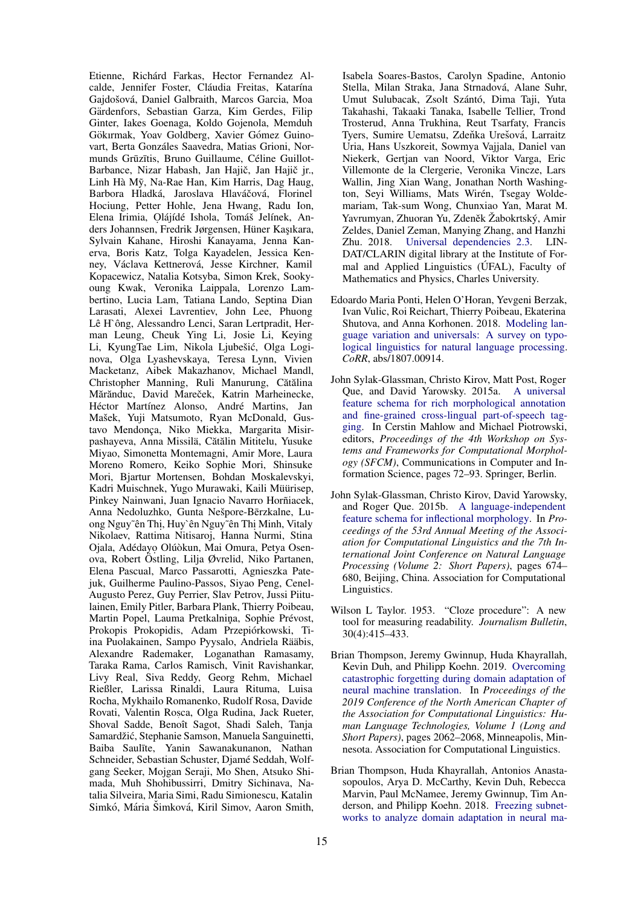Etienne, Richárd Farkas, Hector Fernandez Alcalde, Jennifer Foster, Cláudia Freitas, Katarína Gajdošová, Daniel Galbraith, Marcos Garcia, Moa Gärdenfors, Sebastian Garza, Kim Gerdes, Filip Ginter, Iakes Goenaga, Koldo Gojenola, Memduh Gökırmak, Yoav Goldberg, Xavier Gómez Guinovart, Berta Gonzáles Saavedra, Matias Grioni, Normunds Grūzītis, Bruno Guillaume, Céline Guillot-Barbance, Nizar Habash, Jan Hajič, Jan Hajič jr., Linh Hà Mỹ, Na-Rae Han, Kim Harris, Dag Haug, Barbora Hladká, Jaroslava Hlaváčová, Florinel Hociung, Petter Hohle, Jena Hwang, Radu Ion, Elena Irimia, Ọlájídé Ishola, Tomáš Jelínek, Anders Johannsen, Fredrik Jørgensen, Hüner Kaşıkara, Sylvain Kahane, Hiroshi Kanayama, Jenna Kanerva, Boris Katz, Tolga Kayadelen, Jessica Kenney, Václava Kettnerová, Jesse Kirchner, Kamil Kopacewicz, Natalia Kotsyba, Simon Krek, Sookyoung Kwak, Veronika Laippala, Lorenzo Lambertino, Lucia Lam, Tatiana Lando, Septina Dian Larasati, Alexei Lavrentiev, John Lee, Phuong Lê Hồng, Alessandro Lenci, Saran Lertpradit, Herman Leung, Cheuk Ying Li, Josie Li, Keying Li, KyungTae Lim, Nikola Ljubešić, Olga Loginova, Olga Lyashevskaya, Teresa Lynn, Vivien Macketanz, Aibek Makazhanov, Michael Mandl, Christopher Manning, Ruli Manurung, Cătălina Mărănduc, David Mareček, Katrin Marheinecke, Héctor Martínez Alonso, André Martins, Jan Mašek, Yuji Matsumoto, Ryan McDonald, Gustavo Mendonça, Niko Miekka, Margarita Misirpashayeva, Anna Missilä, Cătălin Mititelu, Yusuke Miyao, Simonetta Montemagni, Amir More, Laura Moreno Romero, Keiko Sophie Mori, Shinsuke Mori, Bjartur Mortensen, Bohdan Moskalevskyi, Kadri Muischnek, Yugo Murawaki, Kaili Müürisep, Pinkey Nainwani, Juan Ignacio Navarro Horñiacek, Anna Nedoluzhko, Gunta Nešpore-Bērzkalne, Luong Nguyễn Thị, Huyền Nguyễn Thị Minh, Vitaly Nikolaev, Rattima Nitisaroj, Hanna Nurmi, Stina Ojala, Adédayọ Olúòkun, Mai Omura, Petya Osenova, Robert Östling, Lilja Øvrelid, Niko Partanen, Elena Pascual, Marco Passarotti, Agnieszka Patejuk, Guilherme Paulino-Passos, Siyao Peng, Cenel-Augusto Perez, Guy Perrier, Slav Petrov, Jussi Piitulainen, Emily Pitler, Barbara Plank, Thierry Poibeau, Martin Popel, Lauma Pretkalniņa, Sophie Prévost, Prokopis Prokopidis, Adam Przepiórkowski, Tiina Puolakainen, Sampo Pyysalo, Andriela Rääbis, Alexandre Rademaker, Loganathan Ramasamy, Taraka Rama, Carlos Ramisch, Vinit Ravishankar, Livy Real, Siva Reddy, Georg Rehm, Michael Rießler, Larissa Rinaldi, Laura Rituma, Luisa Rocha, Mykhailo Romanenko, Rudolf Rosa, Davide Rovati, Valentin Roșca, Olga Rudina, Jack Rueter, Shoval Sadde, Benoît Sagot, Shadi Saleh, Tanja Samardžić, Stephanie Samson, Manuela Sanguinetti, Baiba Saulīte, Yanin Sawanakunanon, Nathan Schneider, Sebastian Schuster, Djamé Seddah, Wolfgang Seeker, Mojgan Seraji, Mo Shen, Atsuko Shimada, Muh Shohibussirri, Dmitry Sichinava, Natalia Silveira, Maria Simi, Radu Simionescu, Katalin Simkó, Mária Šimková, Kiril Simov, Aaron Smith, Isabela Soares-Bastos, Carolyn Spadine, Antonio Stella, Milan Straka, Jana Strnadová, Alane Suhr, Umut Sulubacak, Zsolt Szántó, Dima Taji, Yuta Takahashi, Takaaki Tanaka, Isabelle Tellier, Trond Trosterud, Anna Trukhina, Reut Tsarfaty, Francis Tyers, Sumire Uematsu, Zdeňka Urešová, Larraitz Uria, Hans Uszkoreit, Sowmya Vajjala, Daniel van Niekerk, Gertjan van Noord, Viktor Varga, Eric Villemonte de la Clergerie, Veronika Vincze, Lars Wallin, Jing Xian Wang, Jonathan North Washington, Seyi Williams, Mats Wirén, Tsegay Woldemariam, Tak-sum Wong, Chunxiao Yan, Marat M. Yavrumyan, Zhuoran Yu, Zdeněk Žabokrtský, Amir Zeldes, Daniel Zeman, Manying Zhang, and Hanzhi Zhu. 2018. Universal dependencies 2.3. LINDAT/CLARIN digital library at the Institute of Formal and Applied Linguistics (ÚFAL), Faculty of Mathematics and Physics, Charles University.

Edoardo Maria Ponti, Helen O'Horan, Yevgeni Berzak, Ivan Vulic, Roi Reichart, Thierry Poibeau, Ekaterina Shutova, and Anna Korhonen. 2018. Modeling language variation and universals: A survey on typological linguistics for natural language processing. *CoRR*, abs/1807.00914.

John Sylak-Glassman, Christo Kirov, Matt Post, Roger Que, and David Yarowsky. 2015a. A universal feature schema for rich morphological annotation and fine-grained cross-lingual part-of-speech tagging. In Cerstin Mahlow and Michael Piotrowski, editors, *Proceedings of the 4th Workshop on Systems and Frameworks for Computational Morphology (SFCM)*, Communications in Computer and Information Science, pages 72–93. Springer, Berlin.

John Sylak-Glassman, Christo Kirov, David Yarowsky, and Roger Que. 2015b. A language-independent feature schema for inflectional morphology. In *Proceedings of the 53rd Annual Meeting of the Association for Computational Linguistics and the 7th International Joint Conference on Natural Language Processing (Volume 2: Short Papers)*, pages 674–680, Beijing, China. Association for Computational Linguistics.

Wilson L Taylor. 1953. "Cloze procedure": A new tool for measuring readability. *Journalism Bulletin*, 30(4):415–433.

Brian Thompson, Jeremy Gwinnup, Huda Khayrallah, Kevin Duh, and Philipp Koehn. 2019. Overcoming catastrophic forgetting during domain adaptation of neural machine translation. In *Proceedings of the 2019 Conference of the North American Chapter of the Association for Computational Linguistics: Human Language Technologies, Volume 1 (Long and Short Papers)*, pages 2062–2068, Minneapolis, Minnesota. Association for Computational Linguistics.

Brian Thompson, Huda Khayrallah, Antonios Anastasopoulos, Arya D. McCarthy, Kevin Duh, Rebecca Marvin, Paul McNamee, Jeremy Gwinnup, Tim Anderson, and Philipp Koehn. 2018. Freezing subnetworks to analyze domain adaptation in neural ma-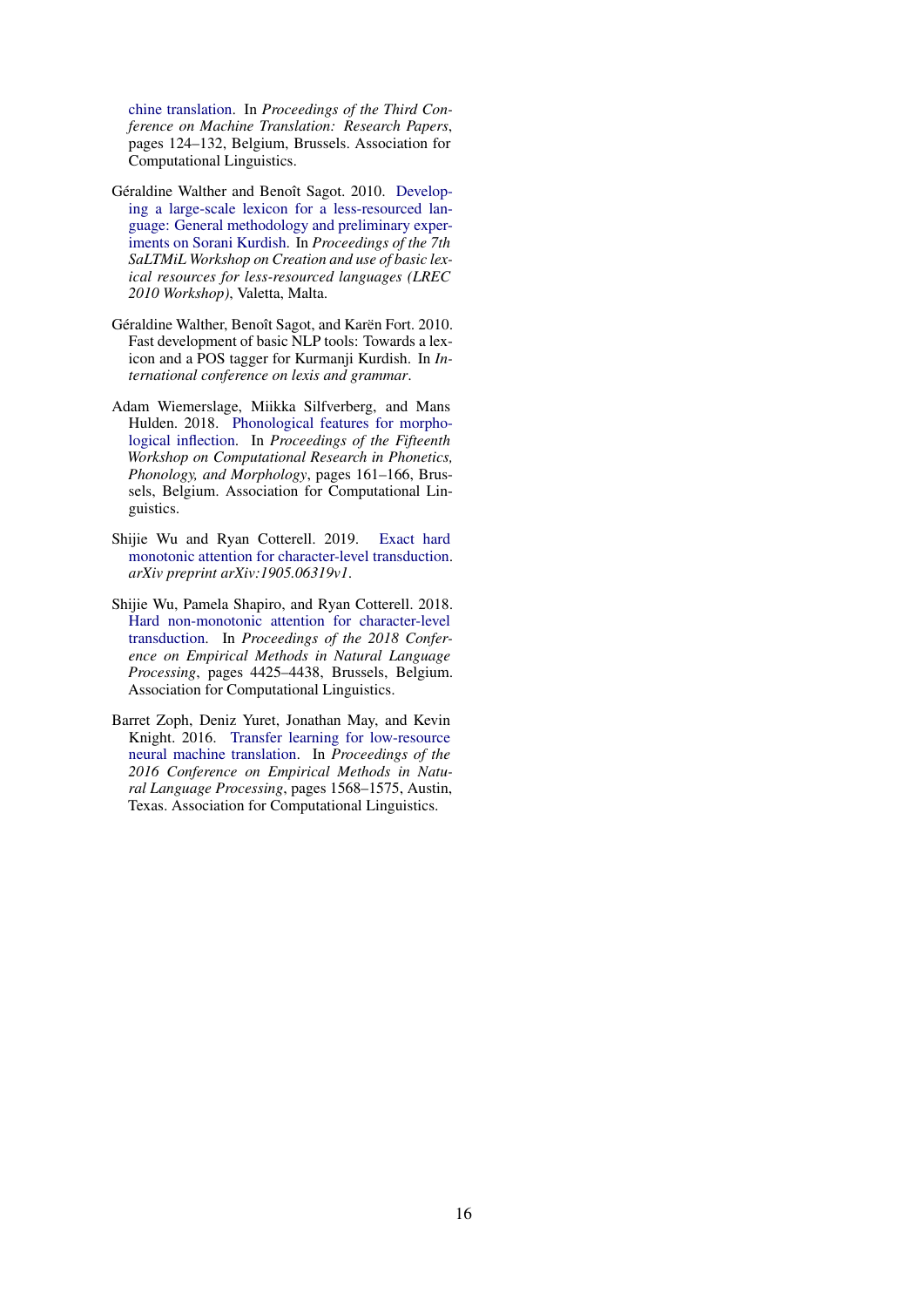chine translation. In *Proceedings of the Third Conference on Machine Translation: Research Papers*, pages 124–132, Belgium, Brussels. Association for Computational Linguistics.

Géraldine Walther and Benoît Sagot. 2010. Developing a large-scale lexicon for a less-resourced language: General methodology and preliminary experiments on Sorani Kurdish. In *Proceedings of the 7th SaLTMiL Workshop on Creation and use of basic lexical resources for less-resourced languages (LREC 2010 Workshop)*, Valetta, Malta.

Géraldine Walther, Benoît Sagot, and Karën Fort. 2010. Fast development of basic NLP tools: Towards a lexicon and a POS tagger for Kurmanji Kurdish. In *International conference on lexis and grammar*.

Adam Wiemerslage, Miikka Silfverberg, and Mans Hulden. 2018. Phonological features for morphological inflection. In *Proceedings of the Fifteenth Workshop on Computational Research in Phonetics, Phonology, and Morphology*, pages 161–166, Brussels, Belgium. Association for Computational Linguistics.

Shijie Wu and Ryan Cotterell. 2019. Exact hard monotonic attention for character-level transduction. *arXiv preprint arXiv:1905.06319v1*.

Shijie Wu, Pamela Shapiro, and Ryan Cotterell. 2018. Hard non-monotonic attention for character-level transduction. In *Proceedings of the 2018 Conference on Empirical Methods in Natural Language Processing*, pages 4425–4438, Brussels, Belgium. Association for Computational Linguistics.

Barret Zoph, Deniz Yuret, Jonathan May, and Kevin Knight. 2016. Transfer learning for low-resource neural machine translation. In *Proceedings of the 2016 Conference on Empirical Methods in Natural Language Processing*, pages 1568–1575, Austin, Texas. Association for Computational Linguistics.